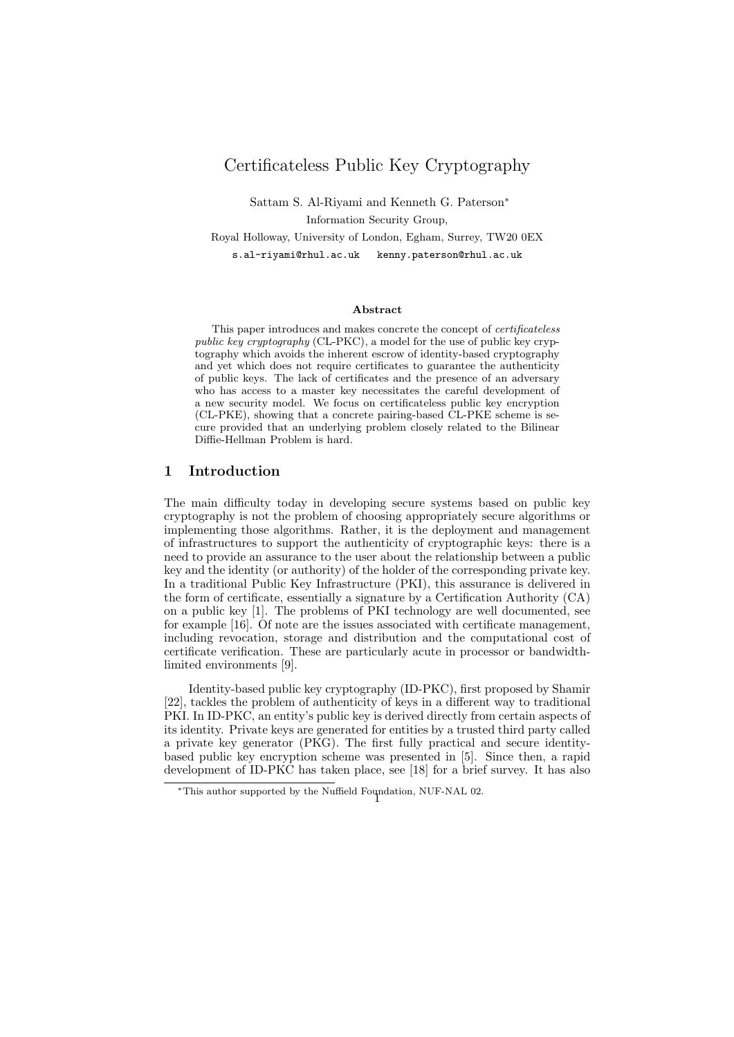# Certificateless Public Key Cryptography

Sattam S. Al-Riyami and Kenneth G. Paterson*

Information Security Group,

Royal Holloway, University of London, Egham, Surrey, TW20 0EX

`s.al-riyami@rhul.ac.uk` `kenny.paterson@rhul.ac.uk`

### Abstract

This paper introduces and makes concrete the concept of *certificateless public key cryptography* (CL-PKC), a model for the use of public key cryptography which avoids the inherent escrow of identity-based cryptography and yet which does not require certificates to guarantee the authenticity of public keys. The lack of certificates and the presence of an adversary who has access to a master key necessitates the careful development of a new security model. We focus on certificateless public key encryption (CL-PKE), showing that a concrete pairing-based CL-PKE scheme is secure provided that an underlying problem closely related to the Bilinear Diffie-Hellman Problem is hard.

## 1 Introduction

The main difficulty today in developing secure systems based on public key cryptography is not the problem of choosing appropriately secure algorithms or implementing those algorithms. Rather, it is the deployment and management of infrastructures to support the authenticity of cryptographic keys: there is a need to provide an assurance to the user about the relationship between a public key and the identity (or authority) of the holder of the corresponding private key. In a traditional Public Key Infrastructure (PKI), this assurance is delivered in the form of certificate, essentially a signature by a Certification Authority (CA) on a public key [1]. The problems of PKI technology are well documented, see for example [16]. Of note are the issues associated with certificate management, including revocation, storage and distribution and the computational cost of certificate verification. These are particularly acute in processor or bandwidth-limited environments [9].

Identity-based public key cryptography (ID-PKC), first proposed by Shamir [22], tackles the problem of authenticity of keys in a different way to traditional PKI. In ID-PKC, an entity's public key is derived directly from certain aspects of its identity. Private keys are generated for entities by a trusted third party called a private key generator (PKG). The first fully practical and secure identity-based public key encryption scheme was presented in [5]. Since then, a rapid development of ID-PKC has taken place, see [18] for a brief survey. It has also

*This author supported by the Nuffield Foundation, NUF-NAL 02.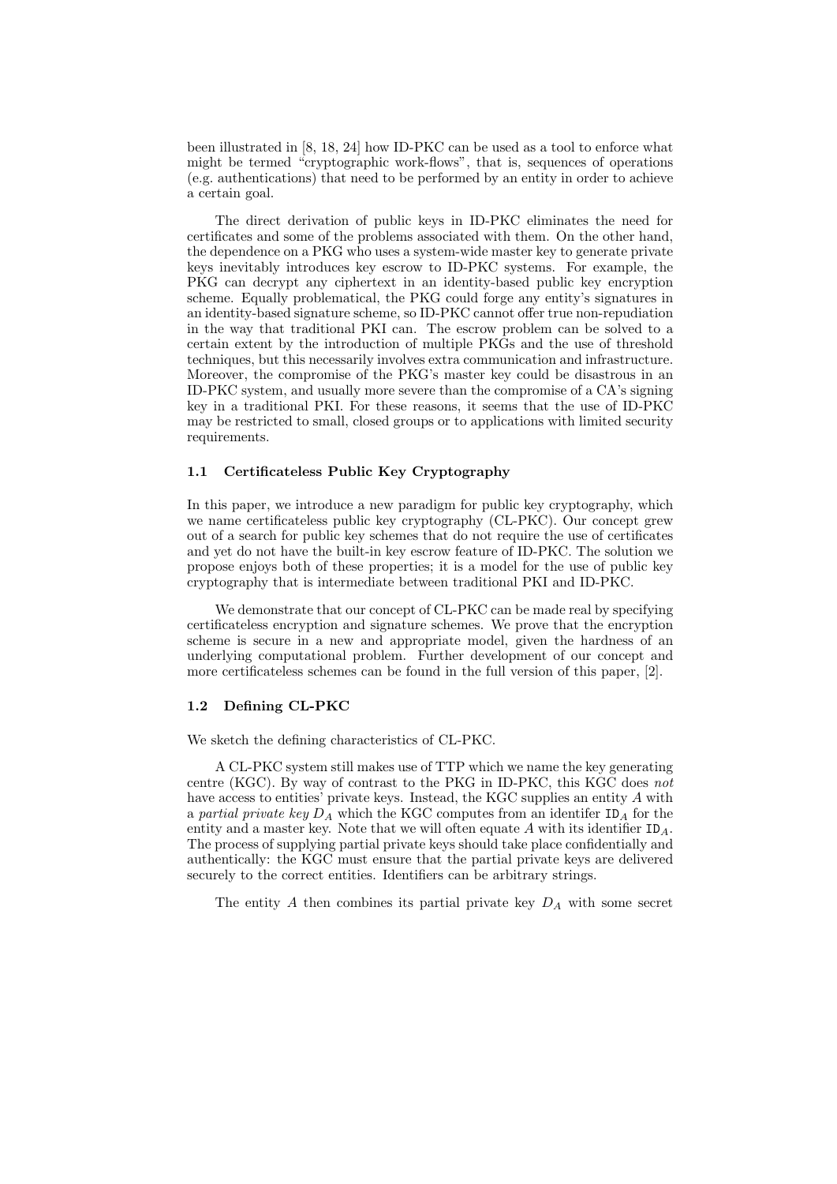been illustrated in [8, 18, 24] how ID-PKC can be used as a tool to enforce what might be termed "cryptographic work-flows", that is, sequences of operations (e.g. authentications) that need to be performed by an entity in order to achieve a certain goal.

The direct derivation of public keys in ID-PKC eliminates the need for certificates and some of the problems associated with them. On the other hand, the dependence on a PKG who uses a system-wide master key to generate private keys inevitably introduces key escrow to ID-PKC systems. For example, the PKG can decrypt any ciphertext in an identity-based public key encryption scheme. Equally problematical, the PKG could forge any entity's signatures in an identity-based signature scheme, so ID-PKC cannot offer true non-repudiation in the way that traditional PKI can. The escrow problem can be solved to a certain extent by the introduction of multiple PKGs and the use of threshold techniques, but this necessarily involves extra communication and infrastructure. Moreover, the compromise of the PKG's master key could be disastrous in an ID-PKC system, and usually more severe than the compromise of a CA's signing key in a traditional PKI. For these reasons, it seems that the use of ID-PKC may be restricted to small, closed groups or to applications with limited security requirements.

### 1.1 Certificateless Public Key Cryptography

In this paper, we introduce a new paradigm for public key cryptography, which we name certificateless public key cryptography (CL-PKC). Our concept grew out of a search for public key schemes that do not require the use of certificates and yet do not have the built-in key escrow feature of ID-PKC. The solution we propose enjoys both of these properties; it is a model for the use of public key cryptography that is intermediate between traditional PKI and ID-PKC.

We demonstrate that our concept of CL-PKC can be made real by specifying certificateless encryption and signature schemes. We prove that the encryption scheme is secure in a new and appropriate model, given the hardness of an underlying computational problem. Further development of our concept and more certificateless schemes can be found in the full version of this paper, [2].

### 1.2 Defining CL-PKC

We sketch the defining characteristics of CL-PKC.

A CL-PKC system still makes use of TTP which we name the key generating centre (KGC). By way of contrast to the PKG in ID-PKC, this KGC does *not* have access to entities' private keys. Instead, the KGC supplies an entity $A$ with a *partial private key* $D_A$ which the KGC computes from an identifer $\mathtt{ID}_A$ for the entity and a master key. Note that we will often equate $A$ with its identifier $\mathtt{ID}_A$. The process of supplying partial private keys should take place confidentially and authentically: the KGC must ensure that the partial private keys are delivered securely to the correct entities. Identifiers can be arbitrary strings.

The entity $A$ then combines its partial private key $D_A$ with some secret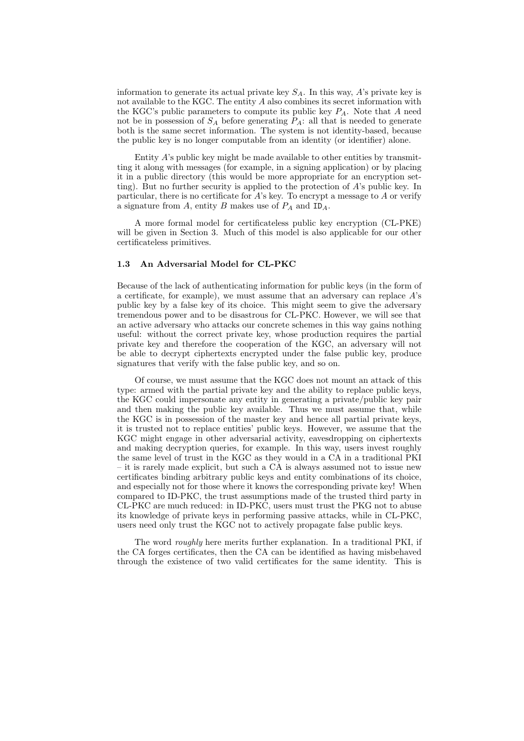information to generate its actual private key $S_A$. In this way, $A$'s private key is not available to the KGC. The entity $A$ also combines its secret information with the KGC's public parameters to compute its public key $P_A$. Note that $A$ need not be in possession of $S_A$ before generating $P_A$: all that is needed to generate both is the same secret information. The system is not identity-based, because the public key is no longer computable from an identity (or identifier) alone.

Entity $A$'s public key might be made available to other entities by transmitting it along with messages (for example, in a signing application) or by placing it in a public directory (this would be more appropriate for an encryption setting). But no further security is applied to the protection of $A$'s public key. In particular, there is no certificate for $A$'s key. To encrypt a message to $A$ or verify a signature from $A$, entity $B$ makes use of $P_A$ and $\mathtt{ID}_A$.

A more formal model for certificateless public key encryption (CL-PKE) will be given in Section 3. Much of this model is also applicable for our other certificateless primitives.

### 1.3 An Adversarial Model for CL-PKC

Because of the lack of authenticating information for public keys (in the form of a certificate, for example), we must assume that an adversary can replace $A$'s public key by a false key of its choice. This might seem to give the adversary tremendous power and to be disastrous for CL-PKC. However, we will see that an active adversary who attacks our concrete schemes in this way gains nothing useful: without the correct private key, whose production requires the partial private key and therefore the cooperation of the KGC, an adversary will not be able to decrypt ciphertexts encrypted under the false public key, produce signatures that verify with the false public key, and so on.

Of course, we must assume that the KGC does not mount an attack of this type: armed with the partial private key and the ability to replace public keys, the KGC could impersonate any entity in generating a private/public key pair and then making the public key available. Thus we must assume that, while the KGC is in possession of the master key and hence all partial private keys, it is trusted not to replace entities' public keys. However, we assume that the KGC might engage in other adversarial activity, eavesdropping on ciphertexts and making decryption queries, for example. In this way, users invest roughly the same level of trust in the KGC as they would in a CA in a traditional PKI – it is rarely made explicit, but such a CA is always assumed not to issue new certificates binding arbitrary public keys and entity combinations of its choice, and especially not for those where it knows the corresponding private key! When compared to ID-PKC, the trust assumptions made of the trusted third party in CL-PKC are much reduced: in ID-PKC, users must trust the PKG not to abuse its knowledge of private keys in performing passive attacks, while in CL-PKC, users need only trust the KGC not to actively propagate false public keys.

The word *roughly* here merits further explanation. In a traditional PKI, if the CA forges certificates, then the CA can be identified as having misbehaved through the existence of two valid certificates for the same identity. This is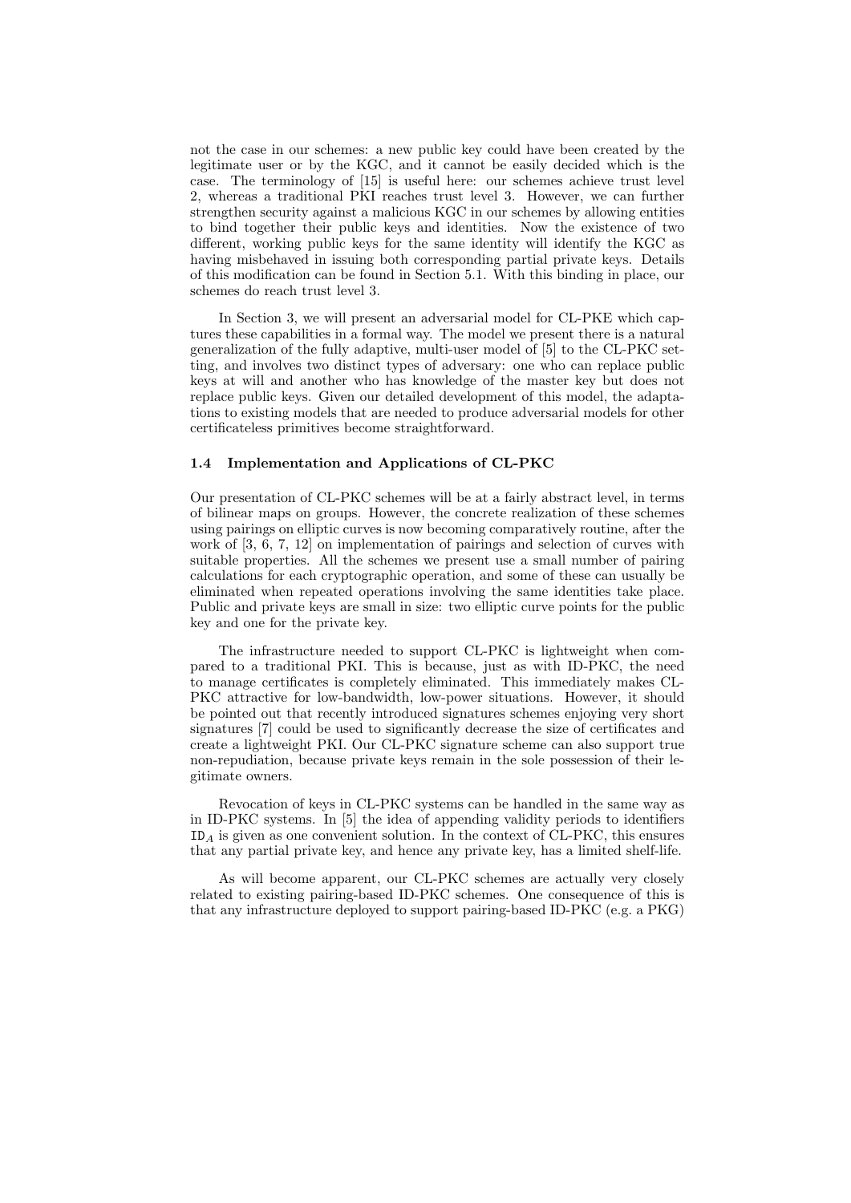not the case in our schemes: a new public key could have been created by the legitimate user or by the KGC, and it cannot be easily decided which is the case. The terminology of [15] is useful here: our schemes achieve trust level 2, whereas a traditional PKI reaches trust level 3. However, we can further strengthen security against a malicious KGC in our schemes by allowing entities to bind together their public keys and identities. Now the existence of two different, working public keys for the same identity will identify the KGC as having misbehaved in issuing both corresponding partial private keys. Details of this modification can be found in Section 5.1. With this binding in place, our schemes do reach trust level 3.

In Section 3, we will present an adversarial model for CL-PKE which captures these capabilities in a formal way. The model we present there is a natural generalization of the fully adaptive, multi-user model of [5] to the CL-PKC setting, and involves two distinct types of adversary: one who can replace public keys at will and another who has knowledge of the master key but does not replace public keys. Given our detailed development of this model, the adaptations to existing models that are needed to produce adversarial models for other certificateless primitives become straightforward.

### 1.4 Implementation and Applications of CL-PKC

Our presentation of CL-PKC schemes will be at a fairly abstract level, in terms of bilinear maps on groups. However, the concrete realization of these schemes using pairings on elliptic curves is now becoming comparatively routine, after the work of [3, 6, 7, 12] on implementation of pairings and selection of curves with suitable properties. All the schemes we present use a small number of pairing calculations for each cryptographic operation, and some of these can usually be eliminated when repeated operations involving the same identities take place. Public and private keys are small in size: two elliptic curve points for the public key and one for the private key.

The infrastructure needed to support CL-PKC is lightweight when compared to a traditional PKI. This is because, just as with ID-PKC, the need to manage certificates is completely eliminated. This immediately makes CL-PKC attractive for low-bandwidth, low-power situations. However, it should be pointed out that recently introduced signatures schemes enjoying very short signatures [7] could be used to significantly decrease the size of certificates and create a lightweight PKI. Our CL-PKC signature scheme can also support true non-repudiation, because private keys remain in the sole possession of their legitimate owners.

Revocation of keys in CL-PKC systems can be handled in the same way as in ID-PKC systems. In [5] the idea of appending validity periods to identifiers $\mathtt{ID}_A$ is given as one convenient solution. In the context of CL-PKC, this ensures that any partial private key, and hence any private key, has a limited shelf-life.

As will become apparent, our CL-PKC schemes are actually very closely related to existing pairing-based ID-PKC schemes. One consequence of this is that any infrastructure deployed to support pairing-based ID-PKC (e.g. a PKG)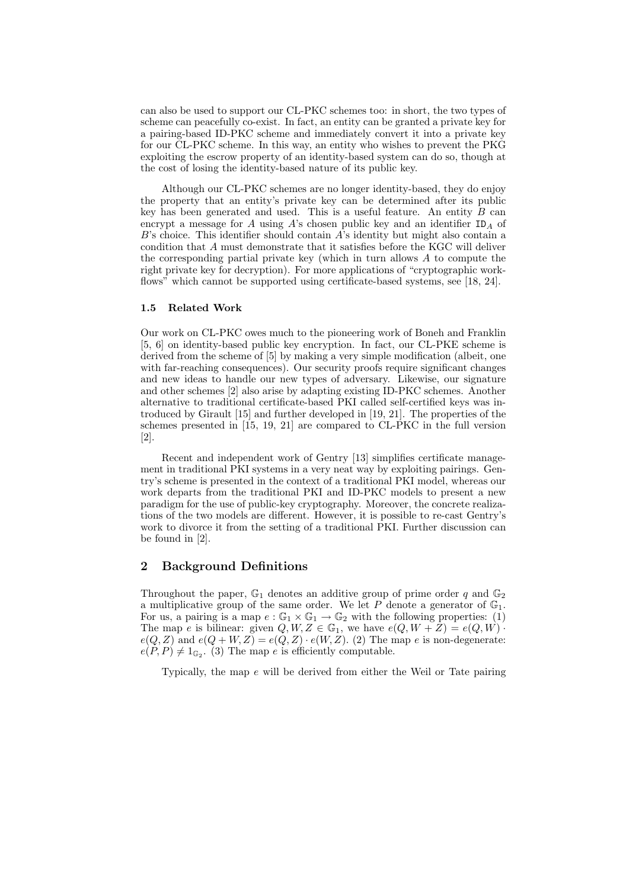can also be used to support our CL-PKC schemes too: in short, the two types of scheme can peacefully co-exist. In fact, an entity can be granted a private key for a pairing-based ID-PKC scheme and immediately convert it into a private key for our CL-PKC scheme. In this way, an entity who wishes to prevent the PKG exploiting the escrow property of an identity-based system can do so, though at the cost of losing the identity-based nature of its public key.

Although our CL-PKC schemes are no longer identity-based, they do enjoy the property that an entity's private key can be determined after its public key has been generated and used. This is a useful feature. An entity $B$ can encrypt a message for $A$ using $A$'s chosen public key and an identifier $\texttt{ID}_A$ of $B$'s choice. This identifier should contain $A$'s identity but might also contain a condition that $A$ must demonstrate that it satisfies before the KGC will deliver the corresponding partial private key (which in turn allows $A$ to compute the right private key for decryption). For more applications of "cryptographic workflows" which cannot be supported using certificate-based systems, see [18, 24].

### 1.5 Related Work

Our work on CL-PKC owes much to the pioneering work of Boneh and Franklin [5, 6] on identity-based public key encryption. In fact, our CL-PKE scheme is derived from the scheme of [5] by making a very simple modification (albeit, one with far-reaching consequences). Our security proofs require significant changes and new ideas to handle our new types of adversary. Likewise, our signature and other schemes [2] also arise by adapting existing ID-PKC schemes. Another alternative to traditional certificate-based PKI called self-certified keys was introduced by Girault [15] and further developed in [19, 21]. The properties of the schemes presented in [15, 19, 21] are compared to CL-PKC in the full version [2].

Recent and independent work of Gentry [13] simplifies certificate management in traditional PKI systems in a very neat way by exploiting pairings. Gentry's scheme is presented in the context of a traditional PKI model, whereas our work departs from the traditional PKI and ID-PKC models to present a new paradigm for the use of public-key cryptography. Moreover, the concrete realizations of the two models are different. However, it is possible to re-cast Gentry's work to divorce it from the setting of a traditional PKI. Further discussion can be found in [2].

## 2 Background Definitions

Throughout the paper, $\mathbb{G}_1$ denotes an additive group of prime order $q$ and $\mathbb{G}_2$ a multiplicative group of the same order. We let $P$ denote a generator of $\mathbb{G}_1$. For us, a pairing is a map $e : \mathbb{G}_1 \times \mathbb{G}_1 \rightarrow \mathbb{G}_2$ with the following properties: (1) The map $e$ is bilinear: given $Q, W, Z \in \mathbb{G}_1$, we have $e(Q, W + Z) = e(Q, W) \cdot e(Q, Z)$ and $e(Q + W, Z) = e(Q, Z) \cdot e(W, Z)$. (2) The map $e$ is non-degenerate: $e(P, P) \neq 1_{\mathbb{G}_2}$. (3) The map $e$ is efficiently computable.

Typically, the map $e$ will be derived from either the Weil or Tate pairing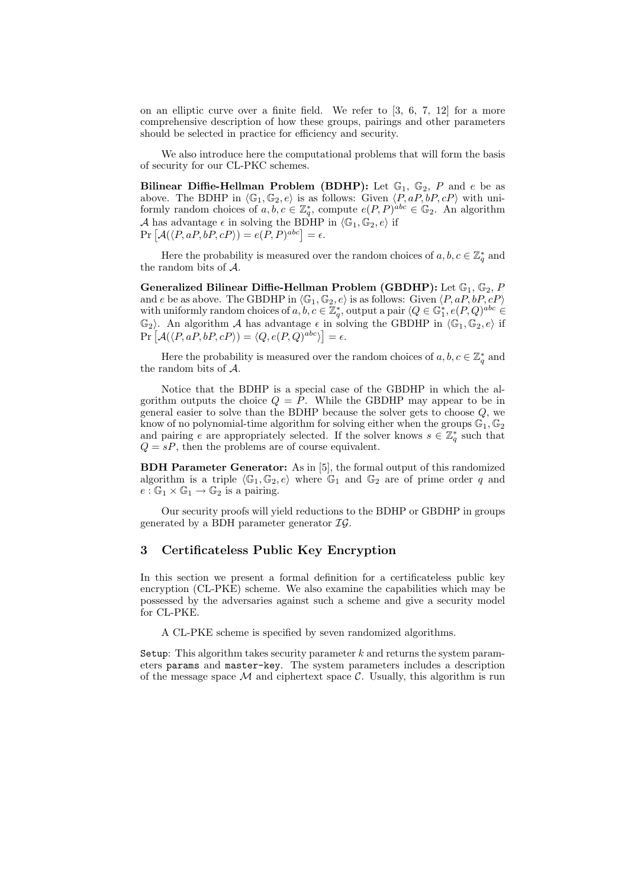on an elliptic curve over a finite field. We refer to [3, 6, 7, 12] for a more comprehensive description of how these groups, pairings and other parameters should be selected in practice for efficiency and security.

We also introduce here the computational problems that will form the basis of security for our CL-PKC schemes.

**Bilinear Diffie-Hellman Problem (BDHP):** Let $\mathbb{G}_1$, $\mathbb{G}_2$, $P$ and $e$ be as above. The BDHP in $\langle \mathbb{G}_1, \mathbb{G}_2, e \rangle$ is as follows: Given $\langle P, aP, bP, cP \rangle$ with uniformly random choices of $a, b, c \in \mathbb{Z}_q^*$, compute $e(P, P)^{abc} \in \mathbb{G}_2$. An algorithm $\mathcal{A}$ has advantage $\epsilon$ in solving the BDHP in $\langle \mathbb{G}_1, \mathbb{G}_2, e \rangle$ if $\Pr\left[\mathcal{A}(\langle P, aP, bP, cP \rangle) = e(P, P)^{abc}\right] = \epsilon$.

Here the probability is measured over the random choices of $a, b, c \in \mathbb{Z}_q^*$ and the random bits of $\mathcal{A}$.

**Generalized Bilinear Diffie-Hellman Problem (GBDHP):** Let $\mathbb{G}_1$, $\mathbb{G}_2$, $P$ and $e$ be as above. The GBDHP in $\langle \mathbb{G}_1, \mathbb{G}_2, e \rangle$ is as follows: Given $\langle P, aP, bP, cP \rangle$ with uniformly random choices of $a, b, c \in \mathbb{Z}_q^*$, output a pair $\langle Q \in \mathbb{G}_1^*, e(P, Q)^{abc} \in \mathbb{G}_2 \rangle$. An algorithm $\mathcal{A}$ has advantage $\epsilon$ in solving the GBDHP in $\langle \mathbb{G}_1, \mathbb{G}_2, e \rangle$ if $\Pr\left[\mathcal{A}(\langle P, aP, bP, cP \rangle) = \langle Q, e(P, Q)^{abc} \rangle\right] = \epsilon$.

Here the probability is measured over the random choices of $a, b, c \in \mathbb{Z}_q^*$ and the random bits of $\mathcal{A}$.

Notice that the BDHP is a special case of the GBDHP in which the algorithm outputs the choice $Q = P$. While the GBDHP may appear to be in general easier to solve than the BDHP because the solver gets to choose $Q$, we know of no polynomial-time algorithm for solving either when the groups $\mathbb{G}_1, \mathbb{G}_2$ and pairing $e$ are appropriately selected. If the solver knows $s \in \mathbb{Z}_q^*$ such that $Q = sP$, then the problems are of course equivalent.

**BDH Parameter Generator:** As in [5], the formal output of this randomized algorithm is a triple $\langle \mathbb{G}_1, \mathbb{G}_2, e \rangle$ where $\mathbb{G}_1$ and $\mathbb{G}_2$ are of prime order $q$ and $e : \mathbb{G}_1 \times \mathbb{G}_1 \to \mathbb{G}_2$ is a pairing.

Our security proofs will yield reductions to the BDHP or GBDHP in groups generated by a BDH parameter generator $\mathcal{IG}$.

## 3 Certificateless Public Key Encryption

In this section we present a formal definition for a certificateless public key encryption (CL-PKE) scheme. We also examine the capabilities which may be possessed by the adversaries against such a scheme and give a security model for CL-PKE.

A CL-PKE scheme is specified by seven randomized algorithms.

`Setup`: This algorithm takes security parameter $k$ and returns the system parameters `params` and `master-key`. The system parameters includes a description of the message space $\mathcal{M}$ and ciphertext space $\mathcal{C}$. Usually, this algorithm is run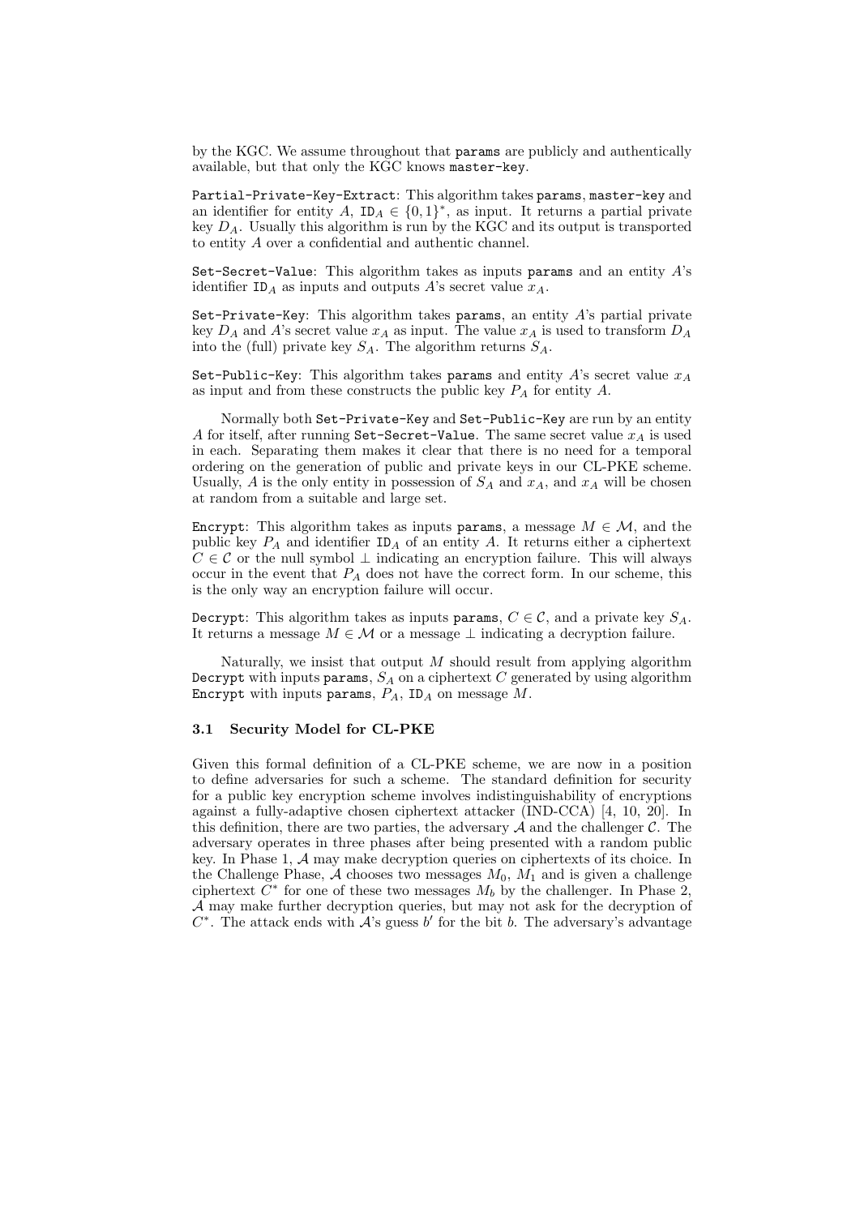by the KGC. We assume throughout that `params` are publicly and authentically available, but that only the KGC knows `master-key`.

`Partial-Private-Key-Extract`: This algorithm takes `params`, `master-key` and an identifier for entity $A$, $\texttt{ID}_A \in \{0,1\}^*$, as input. It returns a partial private key $D_A$. Usually this algorithm is run by the KGC and its output is transported to entity $A$ over a confidential and authentic channel.

`Set-Secret-Value`: This algorithm takes as inputs `params` and an entity $A$'s identifier $\texttt{ID}_A$ as inputs and outputs $A$'s secret value $x_A$.

`Set-Private-Key`: This algorithm takes `params`, an entity $A$'s partial private key $D_A$ and $A$'s secret value $x_A$ as input. The value $x_A$ is used to transform $D_A$ into the (full) private key $S_A$. The algorithm returns $S_A$.

`Set-Public-Key`: This algorithm takes `params` and entity $A$'s secret value $x_A$ as input and from these constructs the public key $P_A$ for entity $A$.

Normally both `Set-Private-Key` and `Set-Public-Key` are run by an entity $A$ for itself, after running `Set-Secret-Value`. The same secret value $x_A$ is used in each. Separating them makes it clear that there is no need for a temporal ordering on the generation of public and private keys in our CL-PKE scheme. Usually, $A$ is the only entity in possession of $S_A$ and $x_A$, and $x_A$ will be chosen at random from a suitable and large set.

`Encrypt`: This algorithm takes as inputs `params`, a message $M \in \mathcal{M}$, and the public key $P_A$ and identifier $\texttt{ID}_A$ of an entity $A$. It returns either a ciphertext $C \in \mathcal{C}$ or the null symbol $\perp$ indicating an encryption failure. This will always occur in the event that $P_A$ does not have the correct form. In our scheme, this is the only way an encryption failure will occur.

`Decrypt`: This algorithm takes as inputs `params`, $C \in \mathcal{C}$, and a private key $S_A$. It returns a message $M \in \mathcal{M}$ or a message $\perp$ indicating a decryption failure.

Naturally, we insist that output $M$ should result from applying algorithm `Decrypt` with inputs `params`, $S_A$ on a ciphertext $C$ generated by using algorithm `Encrypt` with inputs `params`, $P_A$, $\texttt{ID}_A$ on message $M$.

### 3.1 Security Model for CL-PKE

Given this formal definition of a CL-PKE scheme, we are now in a position to define adversaries for such a scheme. The standard definition for security for a public key encryption scheme involves indistinguishability of encryptions against a fully-adaptive chosen ciphertext attacker (IND-CCA) [4, 10, 20]. In this definition, there are two parties, the adversary $\mathcal{A}$ and the challenger $\mathcal{C}$. The adversary operates in three phases after being presented with a random public key. In Phase 1, $\mathcal{A}$ may make decryption queries on ciphertexts of its choice. In the Challenge Phase, $\mathcal{A}$ chooses two messages $M_0$, $M_1$ and is given a challenge ciphertext $C^*$ for one of these two messages $M_b$ by the challenger. In Phase 2, $\mathcal{A}$ may make further decryption queries, but may not ask for the decryption of $C^*$. The attack ends with $\mathcal{A}$'s guess $b'$ for the bit $b$. The adversary's advantage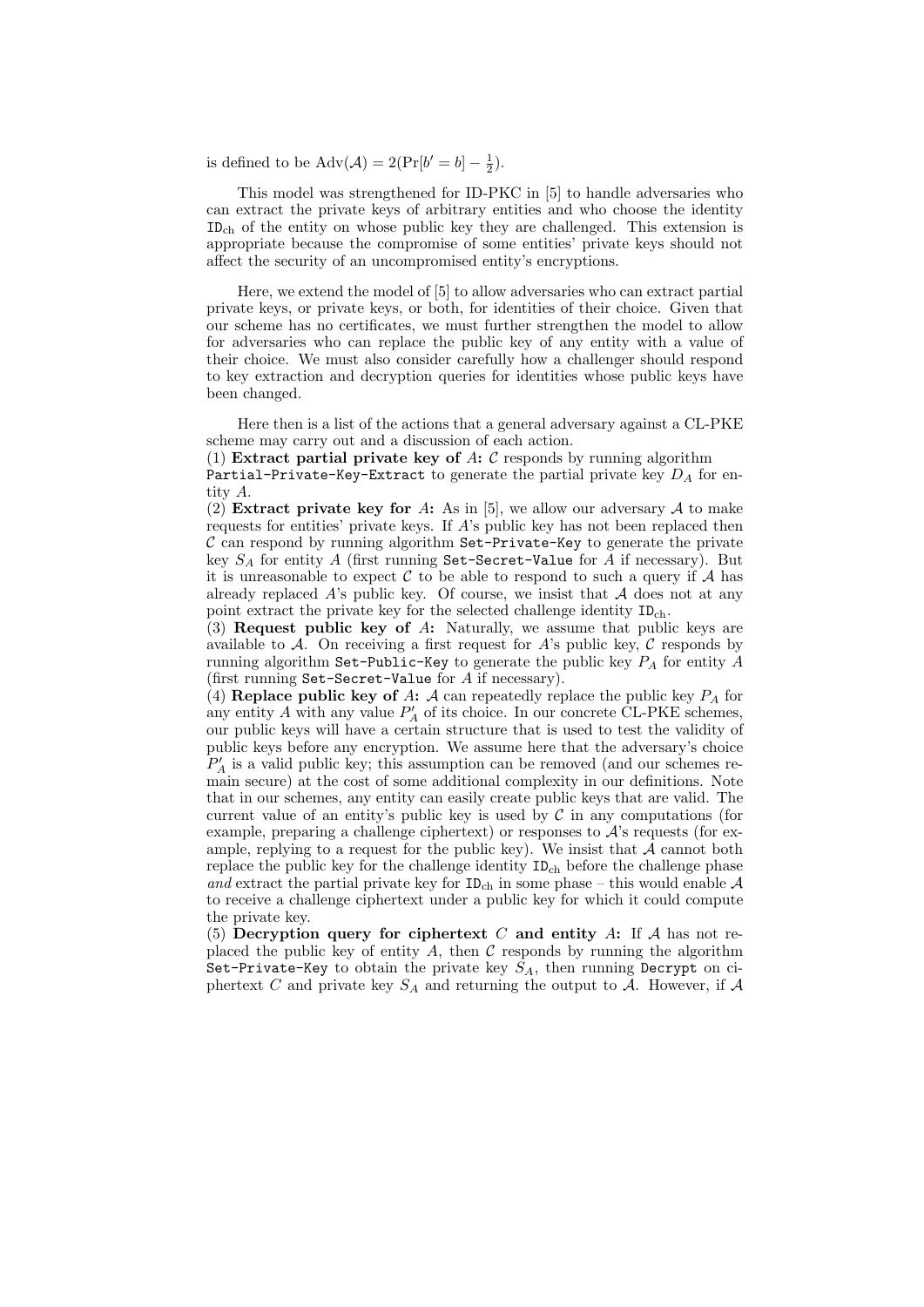is defined to be $\mathrm{Adv}(\mathcal{A}) = 2(\Pr[b' = b] - \frac{1}{2})$.

This model was strengthened for ID-PKC in [5] to handle adversaries who can extract the private keys of arbitrary entities and who choose the identity $\mathtt{ID}_{\mathrm{ch}}$ of the entity on whose public key they are challenged. This extension is appropriate because the compromise of some entities' private keys should not affect the security of an uncompromised entity's encryptions.

Here, we extend the model of [5] to allow adversaries who can extract partial private keys, or private keys, or both, for identities of their choice. Given that our scheme has no certificates, we must further strengthen the model to allow for adversaries who can replace the public key of any entity with a value of their choice. We must also consider carefully how a challenger should respond to key extraction and decryption queries for identities whose public keys have been changed.

Here then is a list of the actions that a general adversary against a CL-PKE scheme may carry out and a discussion of each action.

(1) **Extract partial private key of** $A$**:** $\mathcal{C}$ responds by running algorithm `Partial-Private-Key-Extract` to generate the partial private key $D_A$ for entity $A$.

(2) **Extract private key for** $A$**:** As in [5], we allow our adversary $\mathcal{A}$ to make requests for entities' private keys. If $A$'s public key has not been replaced then $\mathcal{C}$ can respond by running algorithm `Set-Private-Key` to generate the private key $S_A$ for entity $A$ (first running `Set-Secret-Value` for $A$ if necessary). But it is unreasonable to expect $\mathcal{C}$ to be able to respond to such a query if $\mathcal{A}$ has already replaced $A$'s public key. Of course, we insist that $\mathcal{A}$ does not at any point extract the private key for the selected challenge identity $\mathtt{ID}_{\mathrm{ch}}$.

(3) **Request public key of** $A$**:** Naturally, we assume that public keys are available to $\mathcal{A}$. On receiving a first request for $A$'s public key, $\mathcal{C}$ responds by running algorithm `Set-Public-Key` to generate the public key $P_A$ for entity $A$ (first running `Set-Secret-Value` for $A$ if necessary).

(4) **Replace public key of** $A$**:** $\mathcal{A}$ can repeatedly replace the public key $P_A$ for any entity $A$ with any value $P'_A$ of its choice. In our concrete CL-PKE schemes, our public keys will have a certain structure that is used to test the validity of public keys before any encryption. We assume here that the adversary's choice $P'_A$ is a valid public key; this assumption can be removed (and our schemes remain secure) at the cost of some additional complexity in our definitions. Note that in our schemes, any entity can easily create public keys that are valid. The current value of an entity's public key is used by $\mathcal{C}$ in any computations (for example, preparing a challenge ciphertext) or responses to $\mathcal{A}$'s requests (for example, replying to a request for the public key). We insist that $\mathcal{A}$ cannot both replace the public key for the challenge identity $\mathtt{ID}_{\mathrm{ch}}$ before the challenge phase *and* extract the partial private key for $\mathtt{ID}_{\mathrm{ch}}$ in some phase – this would enable $\mathcal{A}$ to receive a challenge ciphertext under a public key for which it could compute the private key.

(5) **Decryption query for ciphertext** $C$ **and entity** $A$**:** If $\mathcal{A}$ has not replaced the public key of entity $A$, then $\mathcal{C}$ responds by running the algorithm `Set-Private-Key` to obtain the private key $S_A$, then running `Decrypt` on ciphertext $C$ and private key $S_A$ and returning the output to $\mathcal{A}$. However, if $\mathcal{A}$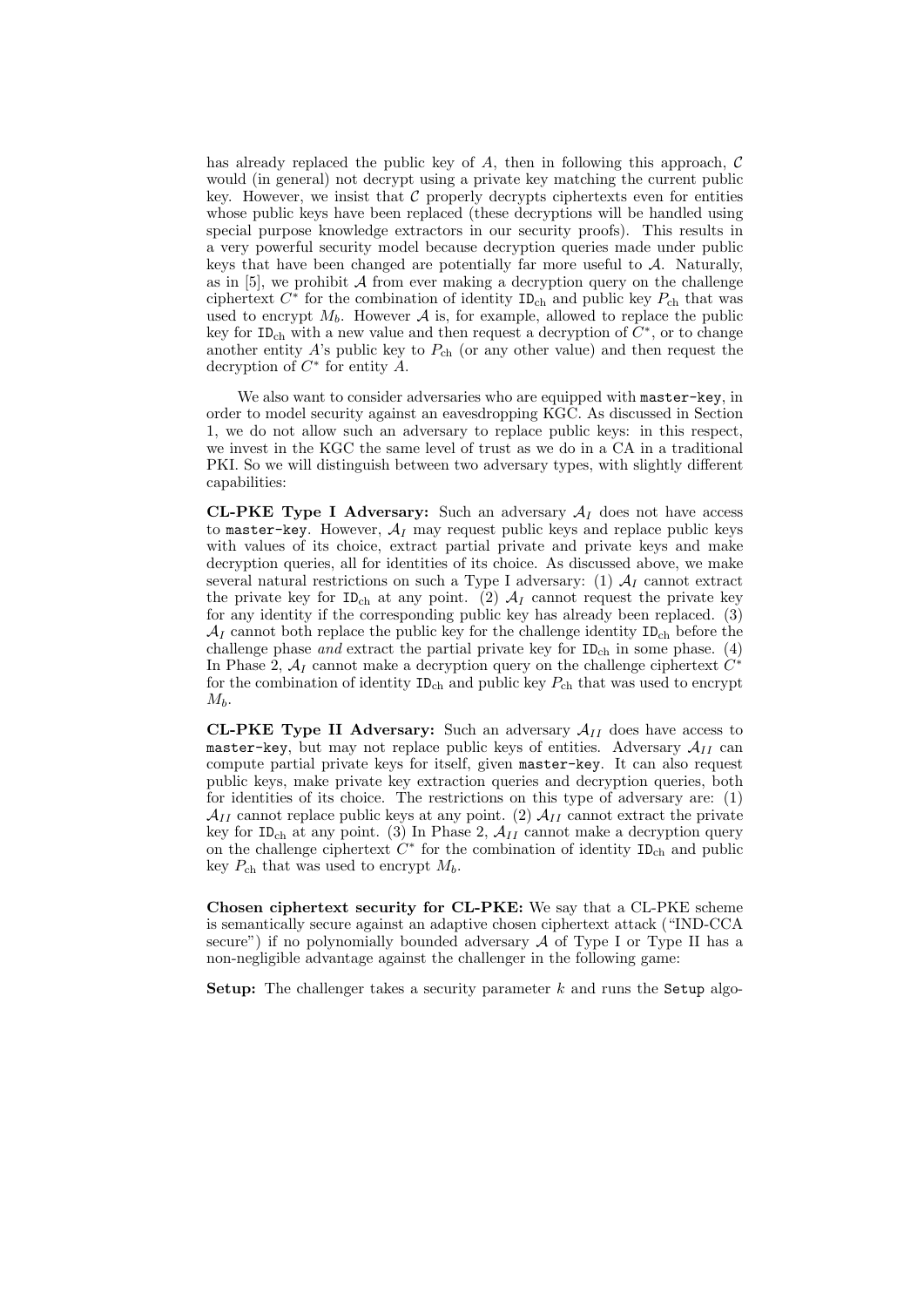has already replaced the public key of $A$, then in following this approach, $\mathcal{C}$ would (in general) not decrypt using a private key matching the current public key. However, we insist that $\mathcal{C}$ properly decrypts ciphertexts even for entities whose public keys have been replaced (these decryptions will be handled using special purpose knowledge extractors in our security proofs). This results in a very powerful security model because decryption queries made under public keys that have been changed are potentially far more useful to $\mathcal{A}$. Naturally, as in [5], we prohibit $\mathcal{A}$ from ever making a decryption query on the challenge ciphertext $C^*$ for the combination of identity $\mathtt{ID}_{\rm ch}$ and public key $P_{\rm ch}$ that was used to encrypt $M_b$. However $\mathcal{A}$ is, for example, allowed to replace the public key for $\mathtt{ID}_{\rm ch}$ with a new value and then request a decryption of $C^*$, or to change another entity $A$'s public key to $P_{\rm ch}$ (or any other value) and then request the decryption of $C^*$ for entity $A$.

We also want to consider adversaries who are equipped with `master-key`, in order to model security against an eavesdropping KGC. As discussed in Section 1, we do not allow such an adversary to replace public keys: in this respect, we invest in the KGC the same level of trust as we do in a CA in a traditional PKI. So we will distinguish between two adversary types, with slightly different capabilities:

**CL-PKE Type I Adversary:** Such an adversary $\mathcal{A}_I$ does not have access to `master-key`. However, $\mathcal{A}_I$ may request public keys and replace public keys with values of its choice, extract partial private and private keys and make decryption queries, all for identities of its choice. As discussed above, we make several natural restrictions on such a Type I adversary: (1) $\mathcal{A}_I$ cannot extract the private key for $\mathtt{ID}_{\rm ch}$ at any point. (2) $\mathcal{A}_I$ cannot request the private key for any identity if the corresponding public key has already been replaced. (3) $\mathcal{A}_I$ cannot both replace the public key for the challenge identity $\mathtt{ID}_{\rm ch}$ before the challenge phase *and* extract the partial private key for $\mathtt{ID}_{\rm ch}$ in some phase. (4) In Phase 2, $\mathcal{A}_I$ cannot make a decryption query on the challenge ciphertext $C^*$ for the combination of identity $\mathtt{ID}_{\rm ch}$ and public key $P_{\rm ch}$ that was used to encrypt $M_b$.

**CL-PKE Type II Adversary:** Such an adversary $\mathcal{A}_{II}$ does have access to `master-key`, but may not replace public keys of entities. Adversary $\mathcal{A}_{II}$ can compute partial private keys for itself, given `master-key`. It can also request public keys, make private key extraction queries and decryption queries, both for identities of its choice. The restrictions on this type of adversary are: (1) $\mathcal{A}_{II}$ cannot replace public keys at any point. (2) $\mathcal{A}_{II}$ cannot extract the private key for $\mathtt{ID}_{\rm ch}$ at any point. (3) In Phase 2, $\mathcal{A}_{II}$ cannot make a decryption query on the challenge ciphertext $C^*$ for the combination of identity $\mathtt{ID}_{\rm ch}$ and public key $P_{\rm ch}$ that was used to encrypt $M_b$.

**Chosen ciphertext security for CL-PKE:** We say that a CL-PKE scheme is semantically secure against an adaptive chosen ciphertext attack ("IND-CCA secure") if no polynomially bounded adversary $\mathcal{A}$ of Type I or Type II has a non-negligible advantage against the challenger in the following game:

**Setup:** The challenger takes a security parameter $k$ and runs the `Setup` algo-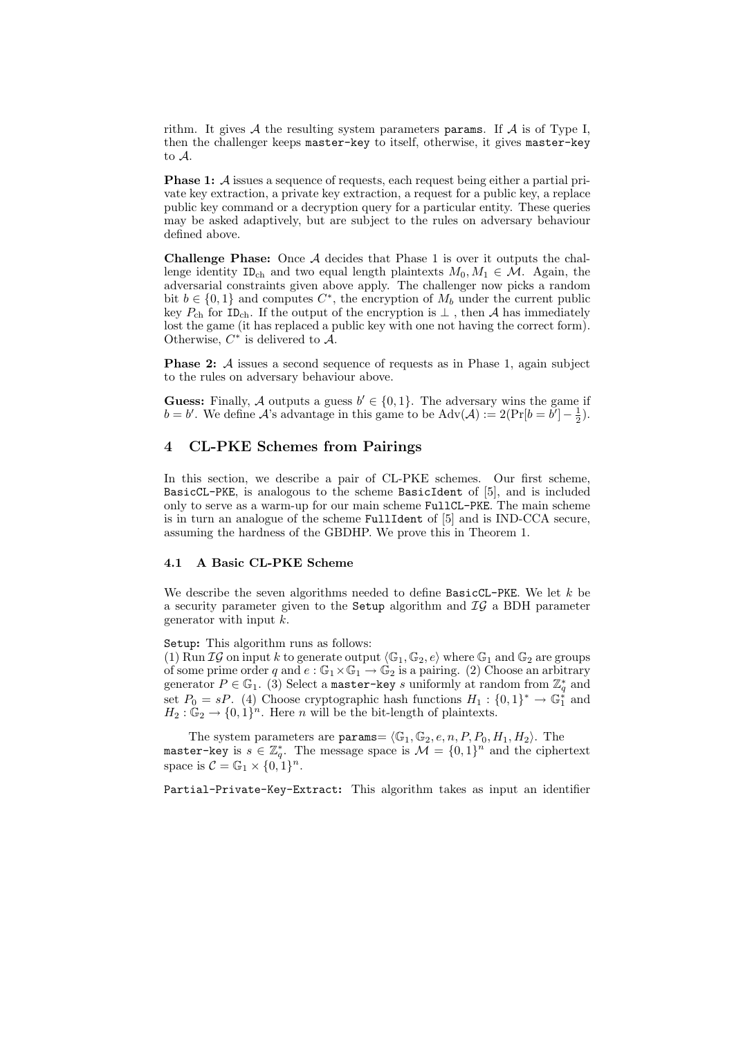rithm. It gives $\mathcal{A}$ the resulting system parameters `params`. If $\mathcal{A}$ is of Type I, then the challenger keeps `master-key` to itself, otherwise, it gives `master-key` to $\mathcal{A}$.

**Phase 1:** $\mathcal{A}$ issues a sequence of requests, each request being either a partial private key extraction, a private key extraction, a request for a public key, a replace public key command or a decryption query for a particular entity. These queries may be asked adaptively, but are subject to the rules on adversary behaviour defined above.

**Challenge Phase:** Once $\mathcal{A}$ decides that Phase 1 is over it outputs the challenge identity $\mathtt{ID}_{\mathrm{ch}}$ and two equal length plaintexts $M_0, M_1 \in \mathcal{M}$. Again, the adversarial constraints given above apply. The challenger now picks a random bit $b \in \{0,1\}$ and computes $C^*$, the encryption of $M_b$ under the current public key $P_{\mathrm{ch}}$ for $\mathtt{ID}_{\mathrm{ch}}$. If the output of the encryption is $\perp$ , then $\mathcal{A}$ has immediately lost the game (it has replaced a public key with one not having the correct form). Otherwise, $C^*$ is delivered to $\mathcal{A}$.

**Phase 2:** $\mathcal{A}$ issues a second sequence of requests as in Phase 1, again subject to the rules on adversary behaviour above.

**Guess:** Finally, $\mathcal{A}$ outputs a guess $b' \in \{0,1\}$. The adversary wins the game if $b = b'$. We define $\mathcal{A}$'s advantage in this game to be $\mathrm{Adv}(\mathcal{A}) := 2(\Pr[b = b'] - \frac{1}{2})$.

## 4 CL-PKE Schemes from Pairings

In this section, we describe a pair of CL-PKE schemes. Our first scheme, `BasicCL-PKE`, is analogous to the scheme `BasicIdent` of [5], and is included only to serve as a warm-up for our main scheme `FullCL-PKE`. The main scheme is in turn an analogue of the scheme `FullIdent` of [5] and is IND-CCA secure, assuming the hardness of the GBDHP. We prove this in Theorem 1.

### 4.1 A Basic CL-PKE Scheme

We describe the seven algorithms needed to define `BasicCL-PKE`. We let $k$ be a security parameter given to the `Setup` algorithm and $\mathcal{IG}$ a BDH parameter generator with input $k$.

`Setup`**:** This algorithm runs as follows:
(1) Run $\mathcal{IG}$ on input $k$ to generate output $\langle \mathbb{G}_1, \mathbb{G}_2, e\rangle$ where $\mathbb{G}_1$ and $\mathbb{G}_2$ are groups of some prime order $q$ and $e : \mathbb{G}_1 \times \mathbb{G}_1 \to \mathbb{G}_2$ is a pairing. (2) Choose an arbitrary generator $P \in \mathbb{G}_1$. (3) Select a `master-key` $s$ uniformly at random from $\mathbb{Z}_q^*$ and set $P_0 = sP$. (4) Choose cryptographic hash functions $H_1 : \{0,1\}^* \to \mathbb{G}_1^*$ and $H_2 : \mathbb{G}_2 \to \{0,1\}^n$. Here $n$ will be the bit-length of plaintexts.

The system parameters are `params`$= \langle \mathbb{G}_1, \mathbb{G}_2, e, n, P, P_0, H_1, H_2\rangle$. The `master-key` is $s \in \mathbb{Z}_q^*$. The message space is $\mathcal{M} = \{0,1\}^n$ and the ciphertext space is $\mathcal{C} = \mathbb{G}_1 \times \{0,1\}^n$.

`Partial-Private-Key-Extract`**:** This algorithm takes as input an identifier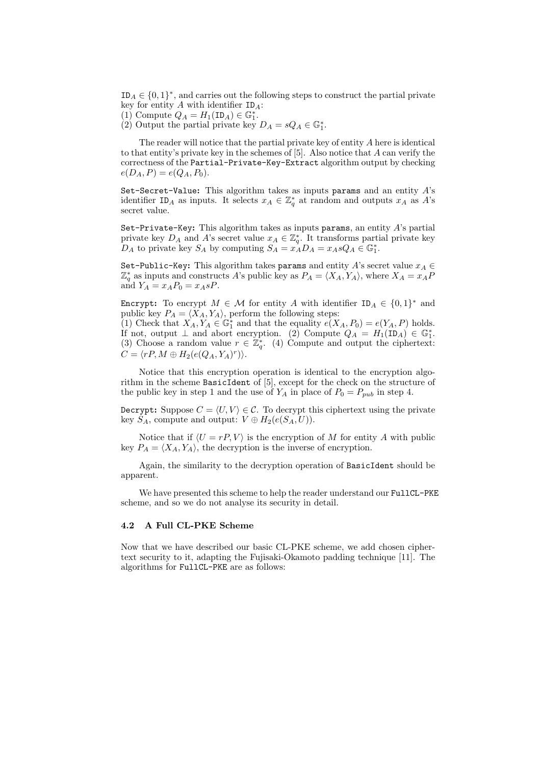$\mathtt{ID}_A \in \{0,1\}^*$, and carries out the following steps to construct the partial private key for entity $A$ with identifier $\mathtt{ID}_A$:
(1) Compute $Q_A = H_1(\mathtt{ID}_A) \in \mathbb{G}_1^*$.
(2) Output the partial private key $D_A = sQ_A \in \mathbb{G}_1^*$.

The reader will notice that the partial private key of entity $A$ here is identical to that entity's private key in the schemes of [5]. Also notice that $A$ can verify the correctness of the `Partial-Private-Key-Extract` algorithm output by checking $e(D_A, P) = e(Q_A, P_0)$.

`Set-Secret-Value`: This algorithm takes as inputs `params` and an entity $A$'s identifier $\mathtt{ID}_A$ as inputs. It selects $x_A \in \mathbb{Z}_q^*$ at random and outputs $x_A$ as $A$'s secret value.

`Set-Private-Key`: This algorithm takes as inputs `params`, an entity $A$'s partial private key $D_A$ and $A$'s secret value $x_A \in \mathbb{Z}_q^*$. It transforms partial private key $D_A$ to private key $S_A$ by computing $S_A = x_A D_A = x_A s Q_A \in \mathbb{G}_1^*$.

`Set-Public-Key`: This algorithm takes `params` and entity $A$'s secret value $x_A \in \mathbb{Z}_q^*$ as inputs and constructs $A$'s public key as $P_A = \langle X_A, Y_A \rangle$, where $X_A = x_A P$ and $Y_A = x_A P_0 = x_A s P$.

`Encrypt`: To encrypt $M \in \mathcal{M}$ for entity $A$ with identifier $\mathtt{ID}_A \in \{0,1\}^*$ and public key $P_A = \langle X_A, Y_A \rangle$, perform the following steps:
(1) Check that $X_A, Y_A \in \mathbb{G}_1^*$ and that the equality $e(X_A, P_0) = e(Y_A, P)$ holds. If not, output $\perp$ and abort encryption. (2) Compute $Q_A = H_1(\mathtt{ID}_A) \in \mathbb{G}_1^*$. (3) Choose a random value $r \in \mathbb{Z}_q^*$. (4) Compute and output the ciphertext: $C = \langle rP, M \oplus H_2(e(Q_A, Y_A)^r) \rangle$.

Notice that this encryption operation is identical to the encryption algorithm in the scheme `BasicIdent` of [5], except for the check on the structure of the public key in step 1 and the use of $Y_A$ in place of $P_0 = P_{pub}$ in step 4.

`Decrypt`: Suppose $C = \langle U, V \rangle \in \mathcal{C}$. To decrypt this ciphertext using the private key $S_A$, compute and output: $V \oplus H_2(e(S_A, U))$.

Notice that if $\langle U = rP, V \rangle$ is the encryption of $M$ for entity $A$ with public key $P_A = \langle X_A, Y_A \rangle$, the decryption is the inverse of encryption.

Again, the similarity to the decryption operation of `BasicIdent` should be apparent.

We have presented this scheme to help the reader understand our `FullCL-PKE` scheme, and so we do not analyse its security in detail.

### 4.2 A Full CL-PKE Scheme

Now that we have described our basic CL-PKE scheme, we add chosen ciphertext security to it, adapting the Fujisaki-Okamoto padding technique [11]. The algorithms for `FullCL-PKE` are as follows: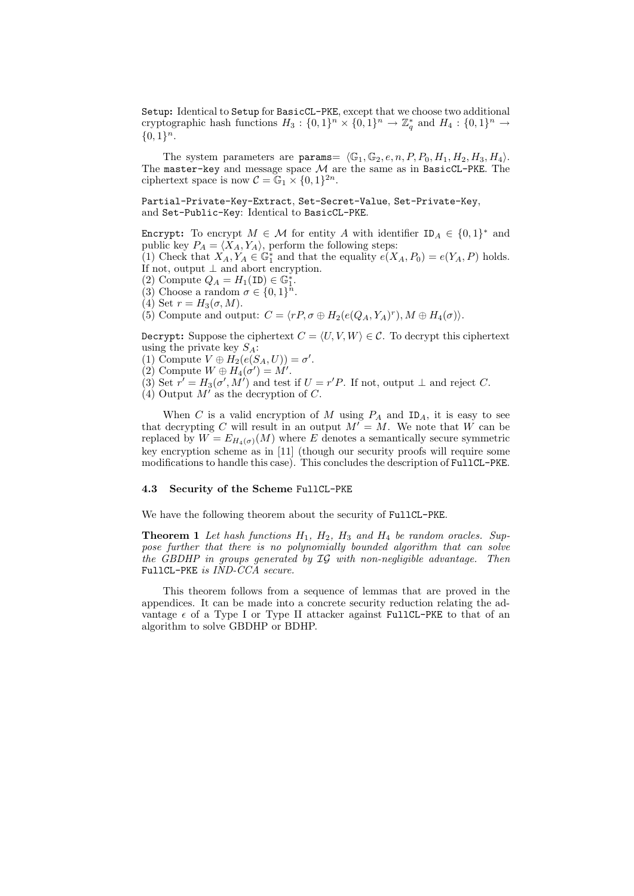`Setup`: Identical to `Setup` for `BasicCL-PKE`, except that we choose two additional cryptographic hash functions $H_3 : \{0,1\}^n \times \{0,1\}^n \to \mathbb{Z}_q^*$ and $H_4 : \{0,1\}^n \to \{0,1\}^n$.

The system parameters are `params`$= \langle \mathbb{G}_1, \mathbb{G}_2, e, n, P, P_0, H_1, H_2, H_3, H_4 \rangle$. The `master-key` and message space $\mathcal{M}$ are the same as in `BasicCL-PKE`. The ciphertext space is now $\mathcal{C} = \mathbb{G}_1 \times \{0,1\}^{2n}$.

`Partial-Private-Key-Extract`, `Set-Secret-Value`, `Set-Private-Key`, and `Set-Public-Key`: Identical to `BasicCL-PKE`.

`Encrypt`: To encrypt $M \in \mathcal{M}$ for entity $A$ with identifier $\mathtt{ID}_A \in \{0,1\}^*$ and public key $P_A = \langle X_A, Y_A \rangle$, perform the following steps:
(1) Check that $X_A, Y_A \in \mathbb{G}_1^*$ and that the equality $e(X_A, P_0) = e(Y_A, P)$ holds. If not, output $\perp$ and abort encryption.
(2) Compute $Q_A = H_1(\mathtt{ID}) \in \mathbb{G}_1^*$.
(3) Choose a random $\sigma \in \{0,1\}^n$.
(4) Set $r = H_3(\sigma, M)$.
(5) Compute and output: $C = \langle rP, \sigma \oplus H_2(e(Q_A, Y_A)^r), M \oplus H_4(\sigma) \rangle$.

`Decrypt`: Suppose the ciphertext $C = \langle U, V, W \rangle \in \mathcal{C}$. To decrypt this ciphertext using the private key $S_A$:
(1) Compute $V \oplus H_2(e(S_A, U)) = \sigma'$.
(2) Compute $W \oplus H_4(\sigma') = M'$.
(3) Set $r' = H_3(\sigma', M')$ and test if $U = r'P$. If not, output $\perp$ and reject $C$.
(4) Output $M'$ as the decryption of $C$.

When $C$ is a valid encryption of $M$ using $P_A$ and $\mathtt{ID}_A$, it is easy to see that decrypting $C$ will result in an output $M' = M$. We note that $W$ can be replaced by $W = E_{H_4(\sigma)}(M)$ where $E$ denotes a semantically secure symmetric key encryption scheme as in [11] (though our security proofs will require some modifications to handle this case). This concludes the description of `FullCL-PKE`.

### 4.3 Security of the Scheme `FullCL-PKE`

We have the following theorem about the security of `FullCL-PKE`.

**Theorem 1** *Let hash functions $H_1$, $H_2$, $H_3$ and $H_4$ be random oracles. Suppose further that there is no polynomially bounded algorithm that can solve the GBDHP in groups generated by $\mathcal{IG}$ with non-negligible advantage. Then* `FullCL-PKE` *is IND-CCA secure.*

This theorem follows from a sequence of lemmas that are proved in the appendices. It can be made into a concrete security reduction relating the advantage $\epsilon$ of a Type I or Type II attacker against `FullCL-PKE` to that of an algorithm to solve GBDHP or BDHP.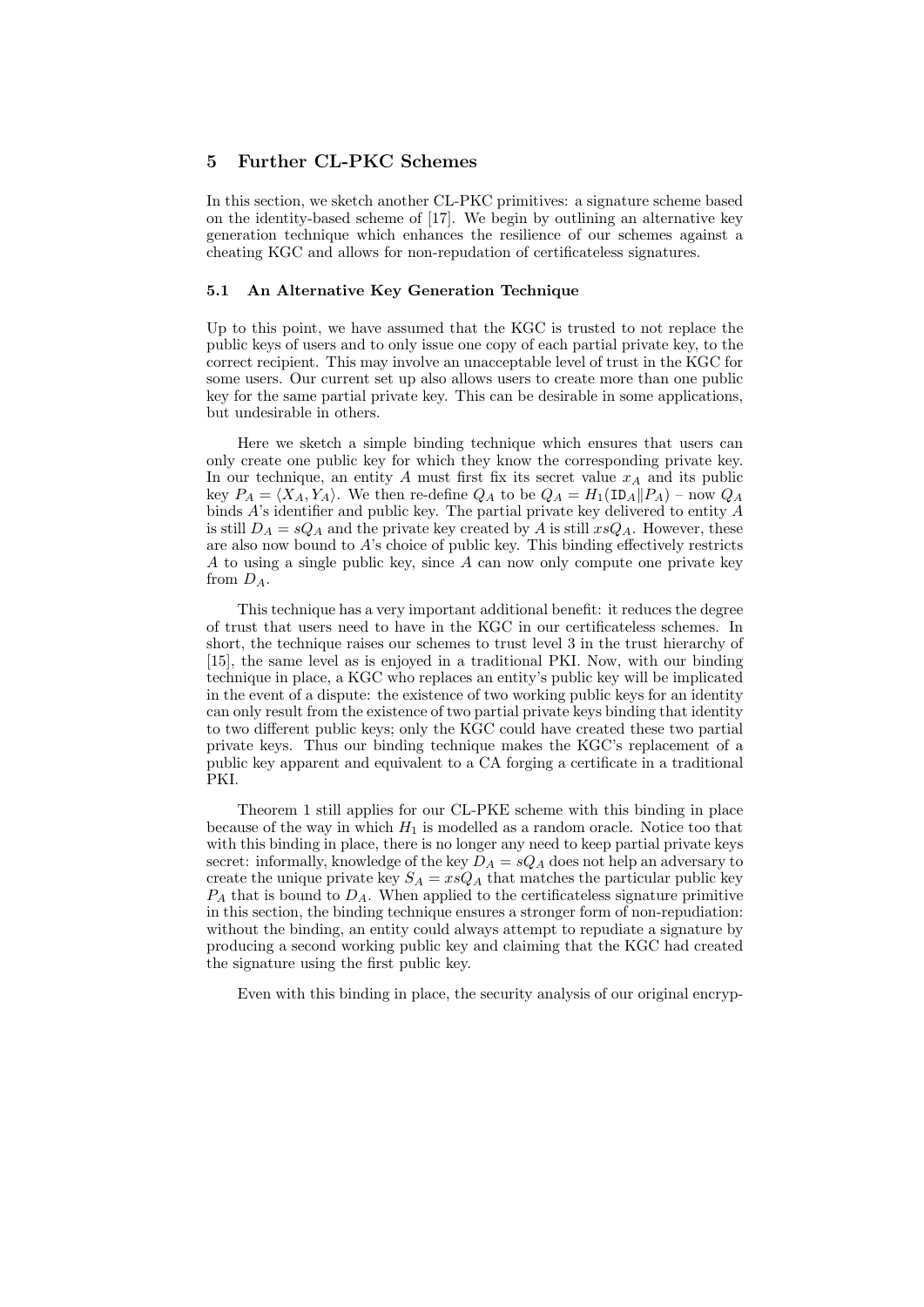## 5 Further CL-PKC Schemes

In this section, we sketch another CL-PKC primitives: a signature scheme based on the identity-based scheme of [17]. We begin by outlining an alternative key generation technique which enhances the resilience of our schemes against a cheating KGC and allows for non-repudation of certificateless signatures.

### 5.1 An Alternative Key Generation Technique

Up to this point, we have assumed that the KGC is trusted to not replace the public keys of users and to only issue one copy of each partial private key, to the correct recipient. This may involve an unacceptable level of trust in the KGC for some users. Our current set up also allows users to create more than one public key for the same partial private key. This can be desirable in some applications, but undesirable in others.

Here we sketch a simple binding technique which ensures that users can only create one public key for which they know the corresponding private key. In our technique, an entity $A$ must first fix its secret value $x_A$ and its public key $P_A = \langle X_A, Y_A \rangle$. We then re-define $Q_A$ to be $Q_A = H_1(\mathtt{ID}_A \| P_A)$ – now $Q_A$ binds $A$'s identifier and public key. The partial private key delivered to entity $A$ is still $D_A = sQ_A$ and the private key created by $A$ is still $xsQ_A$. However, these are also now bound to $A$'s choice of public key. This binding effectively restricts $A$ to using a single public key, since $A$ can now only compute one private key from $D_A$.

This technique has a very important additional benefit: it reduces the degree of trust that users need to have in the KGC in our certificateless schemes. In short, the technique raises our schemes to trust level 3 in the trust hierarchy of [15], the same level as is enjoyed in a traditional PKI. Now, with our binding technique in place, a KGC who replaces an entity's public key will be implicated in the event of a dispute: the existence of two working public keys for an identity can only result from the existence of two partial private keys binding that identity to two different public keys; only the KGC could have created these two partial private keys. Thus our binding technique makes the KGC's replacement of a public key apparent and equivalent to a CA forging a certificate in a traditional PKI.

Theorem 1 still applies for our CL-PKE scheme with this binding in place because of the way in which $H_1$ is modelled as a random oracle. Notice too that with this binding in place, there is no longer any need to keep partial private keys secret: informally, knowledge of the key $D_A = sQ_A$ does not help an adversary to create the unique private key $S_A = xsQ_A$ that matches the particular public key $P_A$ that is bound to $D_A$. When applied to the certificateless signature primitive in this section, the binding technique ensures a stronger form of non-repudiation: without the binding, an entity could always attempt to repudiate a signature by producing a second working public key and claiming that the KGC had created the signature using the first public key.

Even with this binding in place, the security analysis of our original encryp-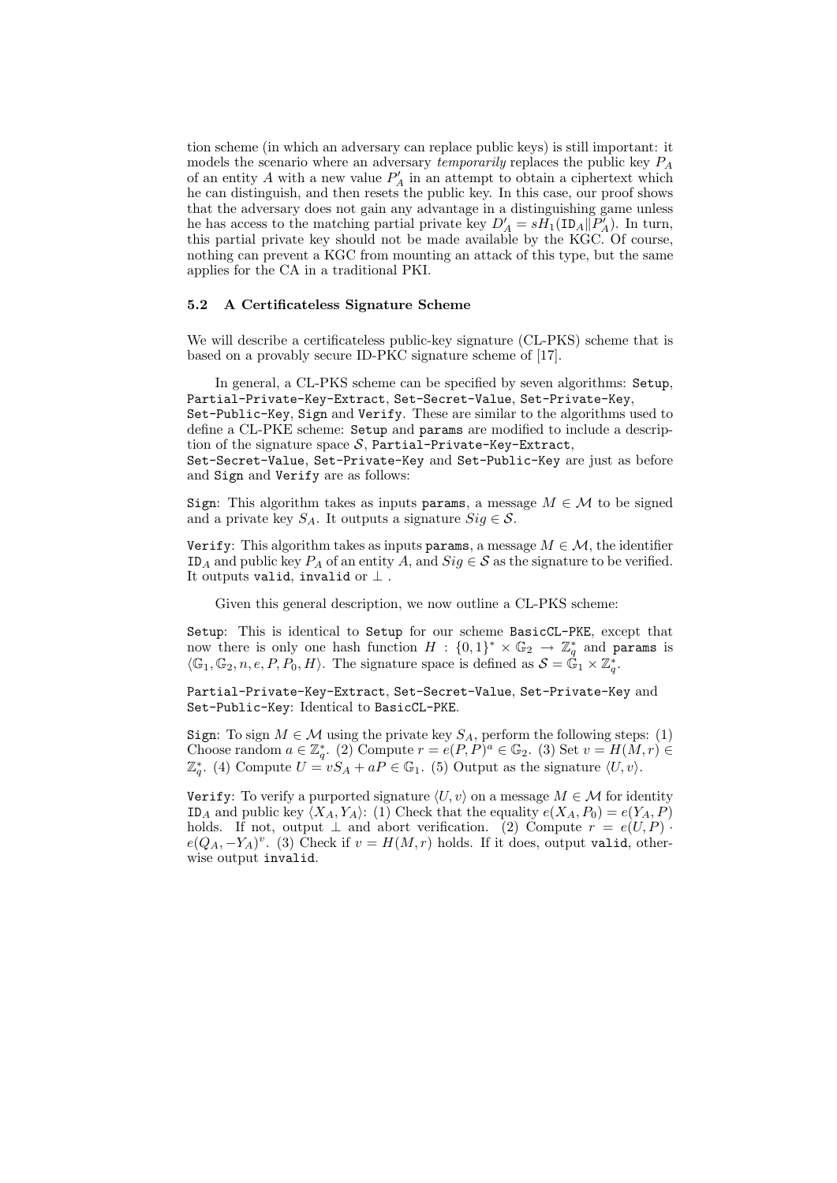tion scheme (in which an adversary can replace public keys) is still important: it models the scenario where an adversary *temporarily* replaces the public key $P_A$ of an entity $A$ with a new value $P'_A$ in an attempt to obtain a ciphertext which he can distinguish, and then resets the public key. In this case, our proof shows that the adversary does not gain any advantage in a distinguishing game unless he has access to the matching partial private key $D'_A = sH_1(\mathtt{ID}_A \| P'_A)$. In turn, this partial private key should not be made available by the KGC. Of course, nothing can prevent a KGC from mounting an attack of this type, but the same applies for the CA in a traditional PKI.

### 5.2 A Certificateless Signature Scheme

We will describe a certificateless public-key signature (CL-PKS) scheme that is based on a provably secure ID-PKC signature scheme of [17].

In general, a CL-PKS scheme can be specified by seven algorithms: `Setup`, `Partial-Private-Key-Extract`, `Set-Secret-Value`, `Set-Private-Key`, `Set-Public-Key`, `Sign` and `Verify`. These are similar to the algorithms used to define a CL-PKE scheme: `Setup` and `params` are modified to include a description of the signature space $\mathcal{S}$, `Partial-Private-Key-Extract`, `Set-Secret-Value`, `Set-Private-Key` and `Set-Public-Key` are just as before and `Sign` and `Verify` are as follows:

`Sign`: This algorithm takes as inputs `params`, a message $M \in \mathcal{M}$ to be signed and a private key $S_A$. It outputs a signature $Sig \in \mathcal{S}$.

`Verify`: This algorithm takes as inputs `params`, a message $M \in \mathcal{M}$, the identifier $\mathtt{ID}_A$ and public key $P_A$ of an entity $A$, and $Sig \in \mathcal{S}$ as the signature to be verified. It outputs `valid`, `invalid` or $\perp$ .

Given this general description, we now outline a CL-PKS scheme:

`Setup`: This is identical to `Setup` for our scheme `BasicCL-PKE`, except that now there is only one hash function $H : \{0,1\}^* \times \mathbb{G}_2 \to \mathbb{Z}_q^*$ and `params` is $\langle \mathbb{G}_1, \mathbb{G}_2, n, e, P, P_0, H \rangle$. The signature space is defined as $\mathcal{S} = \mathbb{G}_1 \times \mathbb{Z}_q^*$.

`Partial-Private-Key-Extract`, `Set-Secret-Value`, `Set-Private-Key` and `Set-Public-Key`: Identical to `BasicCL-PKE`.

`Sign`: To sign $M \in \mathcal{M}$ using the private key $S_A$, perform the following steps: (1) Choose random $a \in \mathbb{Z}_q^*$. (2) Compute $r = e(P,P)^a \in \mathbb{G}_2$. (3) Set $v = H(M,r) \in \mathbb{Z}_q^*$. (4) Compute $U = vS_A + aP \in \mathbb{G}_1$. (5) Output as the signature $\langle U, v \rangle$.

`Verify`: To verify a purported signature $\langle U, v \rangle$ on a message $M \in \mathcal{M}$ for identity $\mathtt{ID}_A$ and public key $\langle X_A, Y_A \rangle$: (1) Check that the equality $e(X_A, P_0) = e(Y_A, P)$ holds. If not, output $\perp$ and abort verification. (2) Compute $r = e(U,P) \cdot e(Q_A, -Y_A)^v$. (3) Check if $v = H(M,r)$ holds. If it does, output `valid`, otherwise output `invalid`.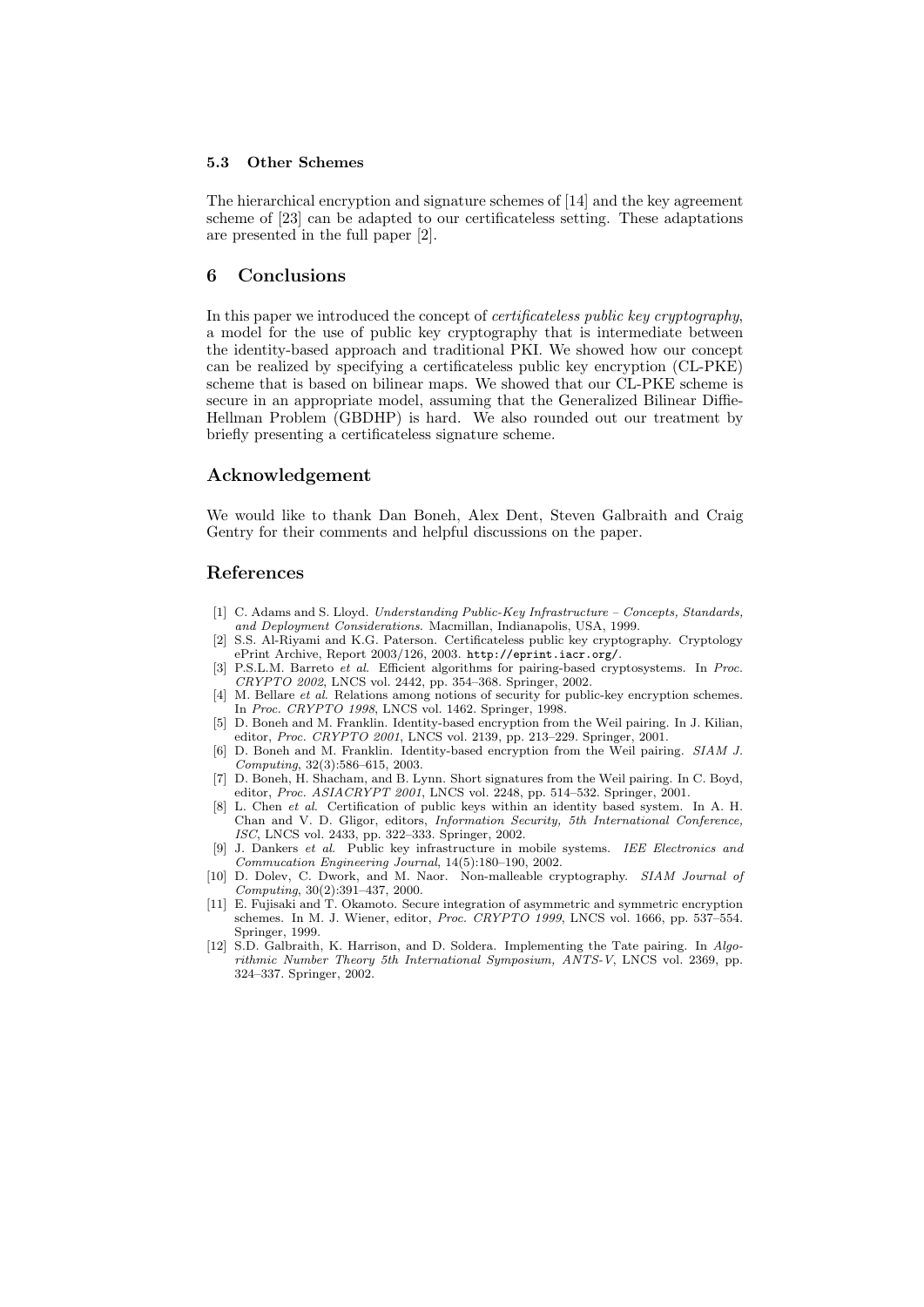### 5.3 Other Schemes

The hierarchical encryption and signature schemes of [14] and the key agreement scheme of [23] can be adapted to our certificateless setting. These adaptations are presented in the full paper [2].

## 6 Conclusions

In this paper we introduced the concept of *certificateless public key cryptography*, a model for the use of public key cryptography that is intermediate between the identity-based approach and traditional PKI. We showed how our concept can be realized by specifying a certificateless public key encryption (CL-PKE) scheme that is based on bilinear maps. We showed that our CL-PKE scheme is secure in an appropriate model, assuming that the Generalized Bilinear Diffie-Hellman Problem (GBDHP) is hard. We also rounded out our treatment by briefly presenting a certificateless signature scheme.

## Acknowledgement

We would like to thank Dan Boneh, Alex Dent, Steven Galbraith and Craig Gentry for their comments and helpful discussions on the paper.

## References

[1] C. Adams and S. Lloyd. *Understanding Public-Key Infrastructure – Concepts, Standards, and Deployment Considerations*. Macmillan, Indianapolis, USA, 1999.

[2] S.S. Al-Riyami and K.G. Paterson. Certificateless public key cryptography. Cryptology ePrint Archive, Report 2003/126, 2003. http://eprint.iacr.org/.

[3] P.S.L.M. Barreto *et al*. Efficient algorithms for pairing-based cryptosystems. In *Proc. CRYPTO 2002*, LNCS vol. 2442, pp. 354–368. Springer, 2002.

[4] M. Bellare *et al*. Relations among notions of security for public-key encryption schemes. In *Proc. CRYPTO 1998*, LNCS vol. 1462. Springer, 1998.

[5] D. Boneh and M. Franklin. Identity-based encryption from the Weil pairing. In J. Kilian, editor, *Proc. CRYPTO 2001*, LNCS vol. 2139, pp. 213–229. Springer, 2001.

[6] D. Boneh and M. Franklin. Identity-based encryption from the Weil pairing. *SIAM J. Computing*, 32(3):586–615, 2003.

[7] D. Boneh, H. Shacham, and B. Lynn. Short signatures from the Weil pairing. In C. Boyd, editor, *Proc. ASIACRYPT 2001*, LNCS vol. 2248, pp. 514–532. Springer, 2001.

[8] L. Chen *et al*. Certification of public keys within an identity based system. In A. H. Chan and V. D. Gligor, editors, *Information Security, 5th International Conference, ISC*, LNCS vol. 2433, pp. 322–333. Springer, 2002.

[9] J. Dankers *et al*. Public key infrastructure in mobile systems. *IEE Electronics and Commucation Engineering Journal*, 14(5):180–190, 2002.

[10] D. Dolev, C. Dwork, and M. Naor. Non-malleable cryptography. *SIAM Journal of Computing*, 30(2):391–437, 2000.

[11] E. Fujisaki and T. Okamoto. Secure integration of asymmetric and symmetric encryption schemes. In M. J. Wiener, editor, *Proc. CRYPTO 1999*, LNCS vol. 1666, pp. 537–554. Springer, 1999.

[12] S.D. Galbraith, K. Harrison, and D. Soldera. Implementing the Tate pairing. In *Algorithmic Number Theory 5th International Symposium, ANTS-V*, LNCS vol. 2369, pp. 324–337. Springer, 2002.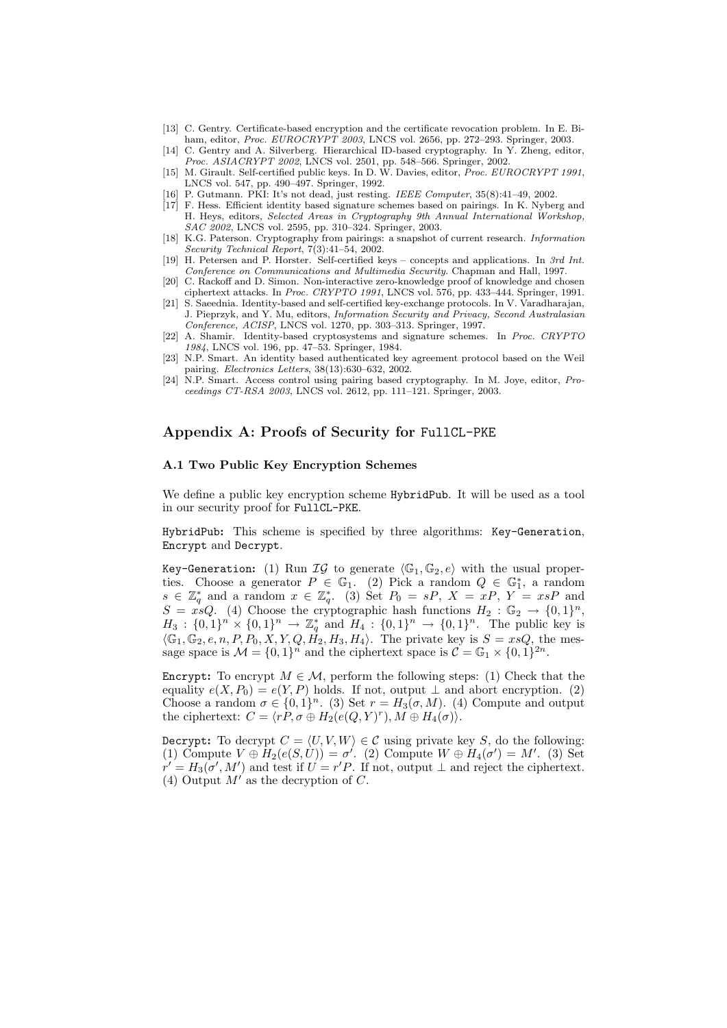[13] C. Gentry. Certificate-based encryption and the certificate revocation problem. In E. Biham, editor, *Proc. EUROCRYPT 2003*, LNCS vol. 2656, pp. 272–293. Springer, 2003.

[14] C. Gentry and A. Silverberg. Hierarchical ID-based cryptography. In Y. Zheng, editor, *Proc. ASIACRYPT 2002*, LNCS vol. 2501, pp. 548–566. Springer, 2002.

[15] M. Girault. Self-certified public keys. In D. W. Davies, editor, *Proc. EUROCRYPT 1991*, LNCS vol. 547, pp. 490–497. Springer, 1992.

[16] P. Gutmann. PKI: It's not dead, just resting. *IEEE Computer*, 35(8):41–49, 2002.

[17] F. Hess. Efficient identity based signature schemes based on pairings. In K. Nyberg and H. Heys, editors, *Selected Areas in Cryptography 9th Annual International Workshop, SAC 2002*, LNCS vol. 2595, pp. 310–324. Springer, 2003.

[18] K.G. Paterson. Cryptography from pairings: a snapshot of current research. *Information Security Technical Report*, 7(3):41–54, 2002.

[19] H. Petersen and P. Horster. Self-certified keys – concepts and applications. In *3rd Int. Conference on Communications and Multimedia Security*. Chapman and Hall, 1997.

[20] C. Rackoff and D. Simon. Non-interactive zero-knowledge proof of knowledge and chosen ciphertext attacks. In *Proc. CRYPTO 1991*, LNCS vol. 576, pp. 433–444. Springer, 1991.

[21] S. Saeednia. Identity-based and self-certified key-exchange protocols. In V. Varadharajan, J. Pieprzyk, and Y. Mu, editors, *Information Security and Privacy, Second Australasian Conference, ACISP*, LNCS vol. 1270, pp. 303–313. Springer, 1997.

[22] A. Shamir. Identity-based cryptosystems and signature schemes. In *Proc. CRYPTO 1984*, LNCS vol. 196, pp. 47–53. Springer, 1984.

[23] N.P. Smart. An identity based authenticated key agreement protocol based on the Weil pairing. *Electronics Letters*, 38(13):630–632, 2002.

[24] N.P. Smart. Access control using pairing based cryptography. In M. Joye, editor, *Proceedings CT-RSA 2003*, LNCS vol. 2612, pp. 111–121. Springer, 2003.

## Appendix A: Proofs of Security for `FullCL-PKE`

### A.1 Two Public Key Encryption Schemes

We define a public key encryption scheme `HybridPub`. It will be used as a tool in our security proof for `FullCL-PKE`.

`HybridPub`: This scheme is specified by three algorithms: `Key-Generation`, `Encrypt` and `Decrypt`.

`Key-Generation`: (1) Run $\mathcal{IG}$ to generate $\langle \mathbb{G}_1, \mathbb{G}_2, e\rangle$ with the usual properties. Choose a generator $P \in \mathbb{G}_1$. (2) Pick a random $Q \in \mathbb{G}_1^*$, a random $s \in \mathbb{Z}_q^*$ and a random $x \in \mathbb{Z}_q^*$. (3) Set $P_0 = sP$, $X = xP$, $Y = xsP$ and $S = xsQ$. (4) Choose the cryptographic hash functions $H_2 : \mathbb{G}_2 \to \{0,1\}^n$, $H_3 : \{0,1\}^n \times \{0,1\}^n \to \mathbb{Z}_q^*$ and $H_4 : \{0,1\}^n \to \{0,1\}^n$. The public key is $\langle \mathbb{G}_1, \mathbb{G}_2, e, n, P, P_0, X, Y, Q, H_2, H_3, H_4\rangle$. The private key is $S = xsQ$, the message space is $\mathcal{M} = \{0,1\}^n$ and the ciphertext space is $\mathcal{C} = \mathbb{G}_1 \times \{0,1\}^{2n}$.

`Encrypt`: To encrypt $M \in \mathcal{M}$, perform the following steps: (1) Check that the equality $e(X, P_0) = e(Y, P)$ holds. If not, output $\perp$ and abort encryption. (2) Choose a random $\sigma \in \{0,1\}^n$. (3) Set $r = H_3(\sigma, M)$. (4) Compute and output the ciphertext: $C = \langle rP, \sigma \oplus H_2(e(Q, Y)^r), M \oplus H_4(\sigma)\rangle$.

`Decrypt`: To decrypt $C = \langle U, V, W\rangle \in \mathcal{C}$ using private key $S$, do the following: (1) Compute $V \oplus H_2(e(S, U)) = \sigma'$. (2) Compute $W \oplus H_4(\sigma') = M'$. (3) Set $r' = H_3(\sigma', M')$ and test if $U = r'P$. If not, output $\perp$ and reject the ciphertext. (4) Output $M'$ as the decryption of $C$.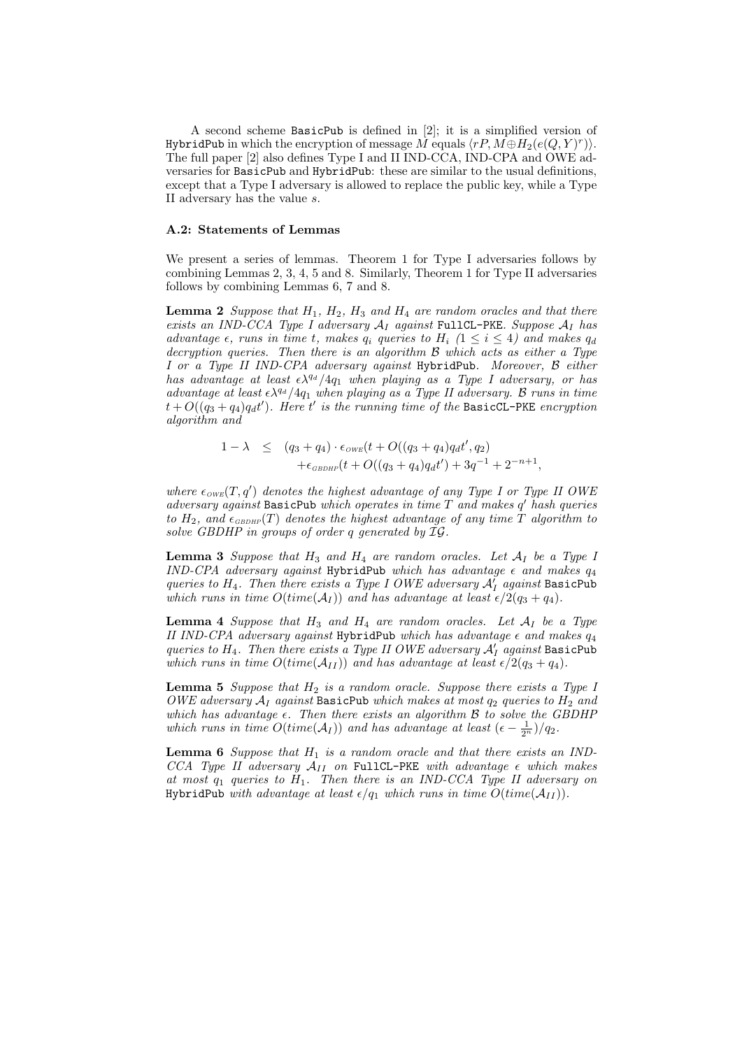A second scheme BasicPub is defined in [2]; it is a simplified version of HybridPub in which the encryption of message $M$ equals $\langle rP, M \oplus H_2(e(Q,Y)^r)\rangle$. The full paper [2] also defines Type I and II IND-CCA, IND-CPA and OWE adversaries for BasicPub and HybridPub: these are similar to the usual definitions, except that a Type I adversary is allowed to replace the public key, while a Type II adversary has the value $s$.

### A.2: Statements of Lemmas

We present a series of lemmas. Theorem 1 for Type I adversaries follows by combining Lemmas 2, 3, 4, 5 and 8. Similarly, Theorem 1 for Type II adversaries follows by combining Lemmas 6, 7 and 8.

**Lemma 2** *Suppose that $H_1$, $H_2$, $H_3$ and $H_4$ are random oracles and that there exists an IND-CCA Type I adversary $\mathcal{A}_I$ against* FullCL-PKE*. Suppose $\mathcal{A}_I$ has advantage $\epsilon$, runs in time $t$, makes $q_i$ queries to $H_i$ ($1 \le i \le 4$) and makes $q_d$ decryption queries. Then there is an algorithm $\mathcal{B}$ which acts as either a Type I or a Type II IND-CPA adversary against* HybridPub*. Moreover, $\mathcal{B}$ either has advantage at least $\epsilon\lambda^{q_d}/4q_1$ when playing as a Type I adversary, or has advantage at least $\epsilon\lambda^{q_d}/4q_1$ when playing as a Type II adversary. $\mathcal{B}$ runs in time $t + O((q_3+q_4)q_d t')$. Here $t'$ is the running time of the* BasicCL-PKE *encryption algorithm and*

$$\begin{aligned} 1-\lambda \quad \le \quad & (q_3+q_4)\cdot \epsilon_{OWE}(t+O((q_3+q_4)q_d t', q_2) \\ & +\epsilon_{GBDHP}(t+O((q_3+q_4)q_d t')+3q^{-1}+2^{-n+1}, \end{aligned}$$

*where $\epsilon_{OWE}(T,q')$ denotes the highest advantage of any Type I or Type II OWE adversary against* BasicPub *which operates in time $T$ and makes $q'$ hash queries to $H_2$, and $\epsilon_{GBDHP}(T)$ denotes the highest advantage of any time $T$ algorithm to solve GBDHP in groups of order $q$ generated by $\mathcal{IG}$.*

**Lemma 3** *Suppose that $H_3$ and $H_4$ are random oracles. Let $\mathcal{A}_I$ be a Type I IND-CPA adversary against* HybridPub *which has advantage $\epsilon$ and makes $q_4$ queries to $H_4$. Then there exists a Type I OWE adversary $\mathcal{A}_I'$ against* BasicPub *which runs in time $O(time(\mathcal{A}_I))$ and has advantage at least $\epsilon/2(q_3+q_4)$.*

**Lemma 4** *Suppose that $H_3$ and $H_4$ are random oracles. Let $\mathcal{A}_I$ be a Type II IND-CPA adversary against* HybridPub *which has advantage $\epsilon$ and makes $q_4$ queries to $H_4$. Then there exists a Type II OWE adversary $\mathcal{A}_I'$ against* BasicPub *which runs in time $O(time(\mathcal{A}_{II}))$ and has advantage at least $\epsilon/2(q_3+q_4)$.*

**Lemma 5** *Suppose that $H_2$ is a random oracle. Suppose there exists a Type I OWE adversary $\mathcal{A}_I$ against* BasicPub *which makes at most $q_2$ queries to $H_2$ and which has advantage $\epsilon$. Then there exists an algorithm $\mathcal{B}$ to solve the GBDHP which runs in time $O(time(\mathcal{A}_I))$ and has advantage at least $(\epsilon - \frac{1}{2^n})/q_2$.*

**Lemma 6** *Suppose that $H_1$ is a random oracle and that there exists an IND-CCA Type II adversary $\mathcal{A}_{II}$ on* FullCL-PKE *with advantage $\epsilon$ which makes at most $q_1$ queries to $H_1$. Then there is an IND-CCA Type II adversary on* HybridPub *with advantage at least $\epsilon/q_1$ which runs in time $O(time(\mathcal{A}_{II}))$.*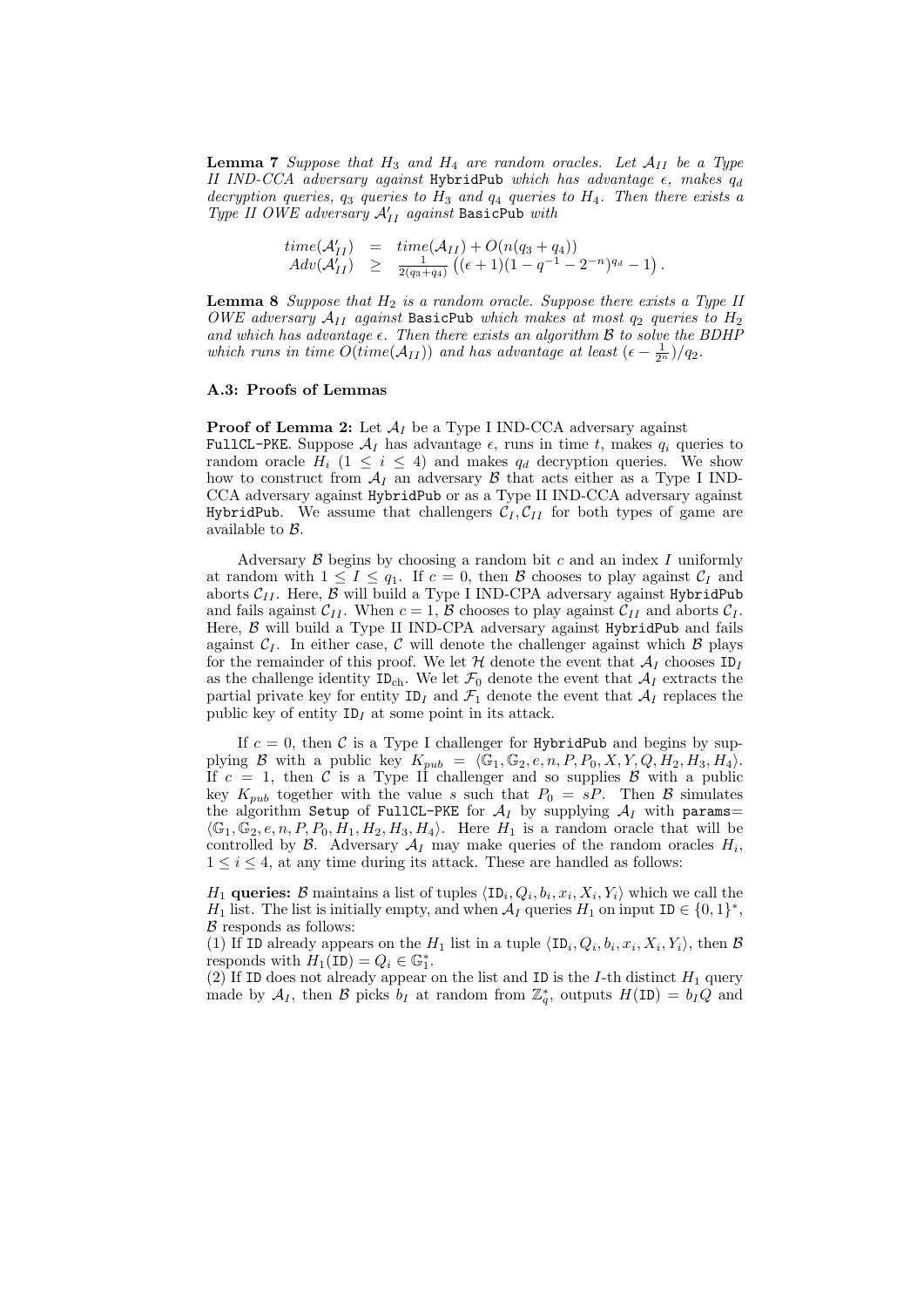**Lemma 7** *Suppose that $H_3$ and $H_4$ are random oracles. Let $\mathcal{A}_{II}$ be a Type II IND-CCA adversary against* `HybridPub` *which has advantage $\epsilon$, makes $q_d$ decryption queries, $q_3$ queries to $H_3$ and $q_4$ queries to $H_4$. Then there exists a Type II OWE adversary $\mathcal{A}'_{II}$ against* `BasicPub` *with*

$$\begin{array}{rcl} time(\mathcal{A}'_{II}) & = & time(\mathcal{A}_{II}) + O(n(q_3 + q_4)) \\ Adv(\mathcal{A}'_{II}) & \geq & \frac{1}{2(q_3+q_4)}\left((\epsilon + 1)(1 - q^{-1} - 2^{-n})^{q_d} - 1\right). \end{array}$$

**Lemma 8** *Suppose that $H_2$ is a random oracle. Suppose there exists a Type II OWE adversary $\mathcal{A}_{II}$ against* `BasicPub` *which makes at most $q_2$ queries to $H_2$ and which has advantage $\epsilon$. Then there exists an algorithm $\mathcal{B}$ to solve the BDHP which runs in time $O(time(\mathcal{A}_{II}))$ and has advantage at least $(\epsilon - \frac{1}{2^n})/q_2$.*

### A.3: Proofs of Lemmas

**Proof of Lemma 2:** Let $\mathcal{A}_I$ be a Type I IND-CCA adversary against `FullCL-PKE`. Suppose $\mathcal{A}_I$ has advantage $\epsilon$, runs in time $t$, makes $q_i$ queries to random oracle $H_i$ ($1 \leq i \leq 4$) and makes $q_d$ decryption queries. We show how to construct from $\mathcal{A}_I$ an adversary $\mathcal{B}$ that acts either as a Type I IND-CCA adversary against `HybridPub` or as a Type II IND-CCA adversary against `HybridPub`. We assume that challengers $\mathcal{C}_I, \mathcal{C}_{II}$ for both types of game are available to $\mathcal{B}$.

Adversary $\mathcal{B}$ begins by choosing a random bit $c$ and an index $I$ uniformly at random with $1 \leq I \leq q_1$. If $c = 0$, then $\mathcal{B}$ chooses to play against $\mathcal{C}_I$ and aborts $\mathcal{C}_{II}$. Here, $\mathcal{B}$ will build a Type I IND-CPA adversary against `HybridPub` and fails against $\mathcal{C}_{II}$. When $c = 1$, $\mathcal{B}$ chooses to play against $\mathcal{C}_{II}$ and aborts $\mathcal{C}_I$. Here, $\mathcal{B}$ will build a Type II IND-CPA adversary against `HybridPub` and fails against $\mathcal{C}_I$. In either case, $\mathcal{C}$ will denote the challenger against which $\mathcal{B}$ plays for the remainder of this proof. We let $\mathcal{H}$ denote the event that $\mathcal{A}_I$ chooses $\mathtt{ID}_I$ as the challenge identity $\mathtt{ID}_{\mathrm{ch}}$. We let $\mathcal{F}_0$ denote the event that $\mathcal{A}_I$ extracts the partial private key for entity $\mathtt{ID}_I$ and $\mathcal{F}_1$ denote the event that $\mathcal{A}_I$ replaces the public key of entity $\mathtt{ID}_I$ at some point in its attack.

If $c = 0$, then $\mathcal{C}$ is a Type I challenger for `HybridPub` and begins by supplying $\mathcal{B}$ with a public key $K_{pub} = \langle \mathbb{G}_1, \mathbb{G}_2, e, n, P, P_0, X, Y, Q, H_2, H_3, H_4 \rangle$. If $c = 1$, then $\mathcal{C}$ is a Type II challenger and so supplies $\mathcal{B}$ with a public key $K_{pub}$ together with the value $s$ such that $P_0 = sP$. Then $\mathcal{B}$ simulates the algorithm `Setup` of `FullCL-PKE` for $\mathcal{A}_I$ by supplying $\mathcal{A}_I$ with `params`= $\langle \mathbb{G}_1, \mathbb{G}_2, e, n, P, P_0, H_1, H_2, H_3, H_4 \rangle$. Here $H_1$ is a random oracle that will be controlled by $\mathcal{B}$. Adversary $\mathcal{A}_I$ may make queries of the random oracles $H_i$, $1 \leq i \leq 4$, at any time during its attack. These are handled as follows:

**$H_1$ queries:** $\mathcal{B}$ maintains a list of tuples $\langle \mathtt{ID}_i, Q_i, b_i, x_i, X_i, Y_i \rangle$ which we call the $H_1$ list. The list is initially empty, and when $\mathcal{A}_I$ queries $H_1$ on input $\mathtt{ID} \in \{0, 1\}^*$, $\mathcal{B}$ responds as follows:

(1) If $\mathtt{ID}$ already appears on the $H_1$ list in a tuple $\langle \mathtt{ID}_i, Q_i, b_i, x_i, X_i, Y_i \rangle$, then $\mathcal{B}$ responds with $H_1(\mathtt{ID}) = Q_i \in \mathbb{G}_1^*$.

(2) If $\mathtt{ID}$ does not already appear on the list and $\mathtt{ID}$ is the $I$-th distinct $H_1$ query made by $\mathcal{A}_I$, then $\mathcal{B}$ picks $b_I$ at random from $\mathbb{Z}_q^*$, outputs $H(\mathtt{ID}) = b_I Q$ and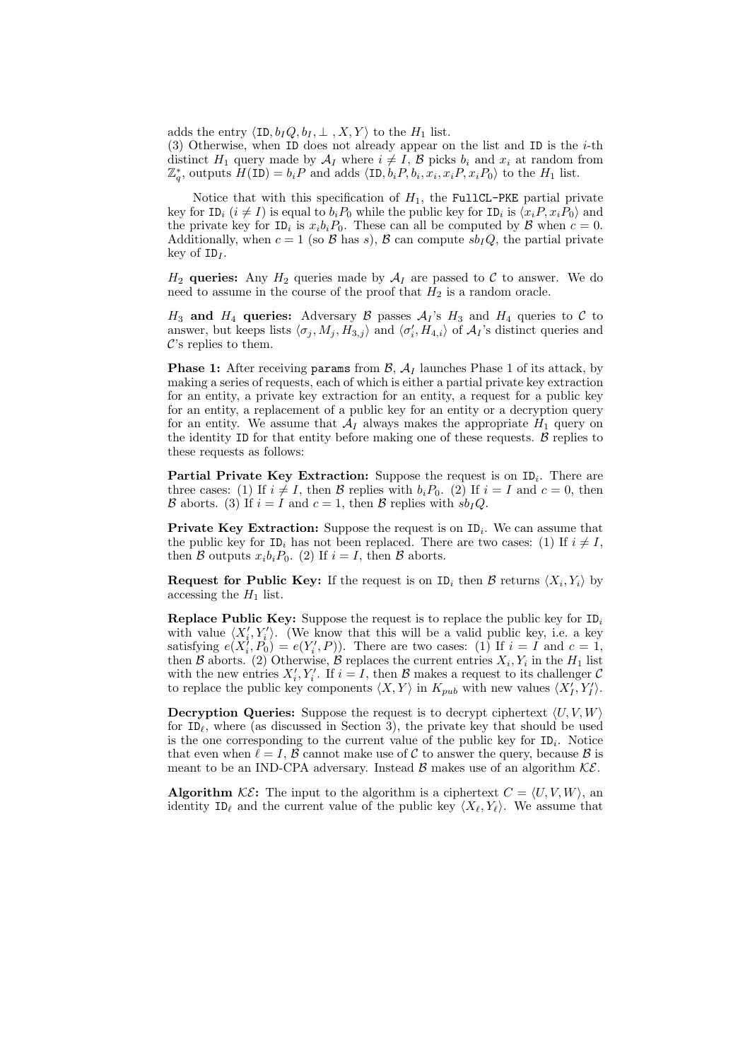adds the entry $\langle \texttt{ID}, b_I Q, b_I, \perp, X, Y\rangle$ to the $H_1$ list.
(3) Otherwise, when ID does not already appear on the list and ID is the $i$-th distinct $H_1$ query made by $\mathcal{A}_I$ where $i \neq I$, $\mathcal{B}$ picks $b_i$ and $x_i$ at random from $\mathbb{Z}_q^*$, outputs $H(\texttt{ID}) = b_i P$ and adds $\langle \texttt{ID}, b_i P, b_i, x_i, x_i P, x_i P_0\rangle$ to the $H_1$ list.

Notice that with this specification of $H_1$, the FullCL-PKE partial private key for $\texttt{ID}_i$ ($i \neq I$) is equal to $b_i P_0$ while the public key for $\texttt{ID}_i$ is $\langle x_i P, x_i P_0\rangle$ and the private key for $\texttt{ID}_i$ is $x_i b_i P_0$. These can all be computed by $\mathcal{B}$ when $c = 0$. Additionally, when $c = 1$ (so $\mathcal{B}$ has $s$), $\mathcal{B}$ can compute $sb_I Q$, the partial private key of $\texttt{ID}_I$.

**$H_2$ queries:** Any $H_2$ queries made by $\mathcal{A}_I$ are passed to $\mathcal{C}$ to answer. We do need to assume in the course of the proof that $H_2$ is a random oracle.

**$H_3$ and $H_4$ queries:** Adversary $\mathcal{B}$ passes $\mathcal{A}_I$'s $H_3$ and $H_4$ queries to $\mathcal{C}$ to answer, but keeps lists $\langle \sigma_j, M_j, H_{3,j}\rangle$ and $\langle \sigma_i', H_{4,i}\rangle$ of $\mathcal{A}_I$'s distinct queries and $\mathcal{C}$'s replies to them.

**Phase 1:** After receiving params from $\mathcal{B}$, $\mathcal{A}_I$ launches Phase 1 of its attack, by making a series of requests, each of which is either a partial private key extraction for an entity, a private key extraction for an entity, a request for a public key for an entity, a replacement of a public key for an entity or a decryption query for an entity. We assume that $\mathcal{A}_I$ always makes the appropriate $H_1$ query on the identity ID for that entity before making one of these requests. $\mathcal{B}$ replies to these requests as follows:

**Partial Private Key Extraction:** Suppose the request is on $\texttt{ID}_i$. There are three cases: (1) If $i \neq I$, then $\mathcal{B}$ replies with $b_i P_0$. (2) If $i = I$ and $c = 0$, then $\mathcal{B}$ aborts. (3) If $i = I$ and $c = 1$, then $\mathcal{B}$ replies with $sb_I Q$.

**Private Key Extraction:** Suppose the request is on $\texttt{ID}_i$. We can assume that the public key for $\texttt{ID}_i$ has not been replaced. There are two cases: (1) If $i \neq I$, then $\mathcal{B}$ outputs $x_i b_i P_0$. (2) If $i = I$, then $\mathcal{B}$ aborts.

**Request for Public Key:** If the request is on $\texttt{ID}_i$ then $\mathcal{B}$ returns $\langle X_i, Y_i\rangle$ by accessing the $H_1$ list.

**Replace Public Key:** Suppose the request is to replace the public key for $\texttt{ID}_i$ with value $\langle X_i', Y_i'\rangle$. (We know that this will be a valid public key, i.e. a key satisfying $e(X_i', P_0) = e(Y_i', P)$). There are two cases: (1) If $i = I$ and $c = 1$, then $\mathcal{B}$ aborts. (2) Otherwise, $\mathcal{B}$ replaces the current entries $X_i, Y_i$ in the $H_1$ list with the new entries $X_i', Y_i'$. If $i = I$, then $\mathcal{B}$ makes a request to its challenger $\mathcal{C}$ to replace the public key components $\langle X, Y\rangle$ in $K_{pub}$ with new values $\langle X_I', Y_I'\rangle$.

**Decryption Queries:** Suppose the request is to decrypt ciphertext $\langle U, V, W\rangle$ for $\texttt{ID}_\ell$, where (as discussed in Section 3), the private key that should be used is the one corresponding to the current value of the public key for $\texttt{ID}_i$. Notice that even when $\ell = I$, $\mathcal{B}$ cannot make use of $\mathcal{C}$ to answer the query, because $\mathcal{B}$ is meant to be an IND-CPA adversary. Instead $\mathcal{B}$ makes use of an algorithm $\mathcal{KE}$.

**Algorithm $\mathcal{KE}$:** The input to the algorithm is a ciphertext $C = \langle U, V, W\rangle$, an identity $\texttt{ID}_\ell$ and the current value of the public key $\langle X_\ell, Y_\ell\rangle$. We assume that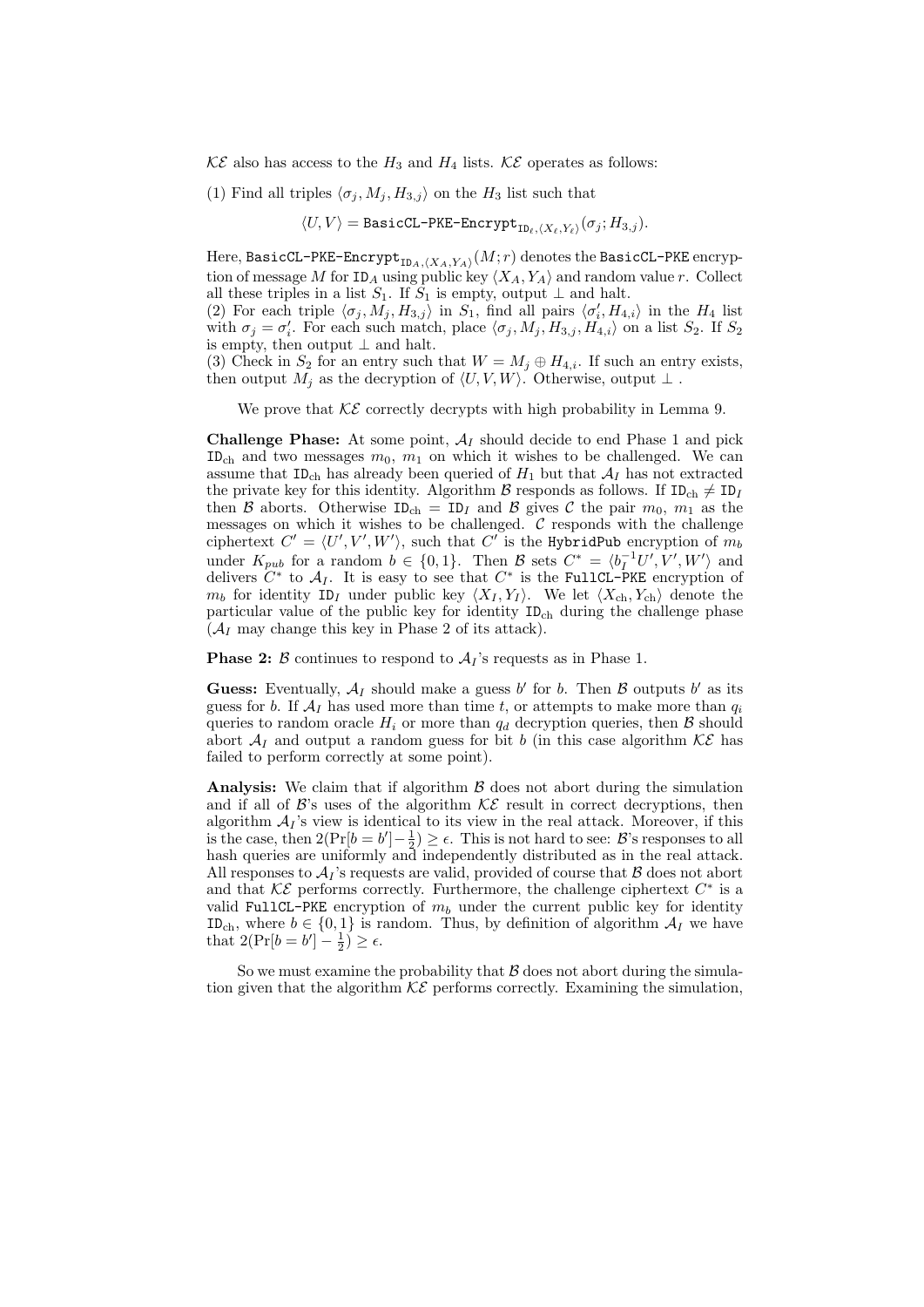$\mathcal{KE}$ also has access to the $H_3$ and $H_4$ lists. $\mathcal{KE}$ operates as follows:

(1) Find all triples $\langle \sigma_j, M_j, H_{3,j} \rangle$ on the $H_3$ list such that

$$\langle U, V \rangle = \texttt{BasicCL-PKE-Encrypt}_{\texttt{ID}_\ell, \langle X_\ell, Y_\ell \rangle}(\sigma_j; H_{3,j}).$$

Here, $\texttt{BasicCL-PKE-Encrypt}_{\texttt{ID}_A, \langle X_A, Y_A \rangle}(M; r)$ denotes the BasicCL-PKE encryption of message $M$ for $\texttt{ID}_A$ using public key $\langle X_A, Y_A \rangle$ and random value $r$. Collect all these triples in a list $S_1$. If $S_1$ is empty, output $\perp$ and halt.
(2) For each triple $\langle \sigma_j, M_j, H_{3,j} \rangle$ in $S_1$, find all pairs $\langle \sigma'_i, H_{4,i} \rangle$ in the $H_4$ list with $\sigma_j = \sigma'_i$. For each such match, place $\langle \sigma_j, M_j, H_{3,j}, H_{4,i} \rangle$ on a list $S_2$. If $S_2$ is empty, then output $\perp$ and halt.
(3) Check in $S_2$ for an entry such that $W = M_j \oplus H_{4,i}$. If such an entry exists, then output $M_j$ as the decryption of $\langle U, V, W \rangle$. Otherwise, output $\perp$ .

We prove that $\mathcal{KE}$ correctly decrypts with high probability in Lemma 9.

**Challenge Phase:** At some point, $\mathcal{A}_I$ should decide to end Phase 1 and pick $\texttt{ID}_{\text{ch}}$ and two messages $m_0$, $m_1$ on which it wishes to be challenged. We can assume that $\texttt{ID}_{\text{ch}}$ has already been queried of $H_1$ but that $\mathcal{A}_I$ has not extracted the private key for this identity. Algorithm $\mathcal{B}$ responds as follows. If $\texttt{ID}_{\text{ch}} \neq \texttt{ID}_I$ then $\mathcal{B}$ aborts. Otherwise $\texttt{ID}_{\text{ch}} = \texttt{ID}_I$ and $\mathcal{B}$ gives $\mathcal{C}$ the pair $m_0$, $m_1$ as the messages on which it wishes to be challenged. $\mathcal{C}$ responds with the challenge ciphertext $C' = \langle U', V', W' \rangle$, such that $C'$ is the HybridPub encryption of $m_b$ under $K_{pub}$ for a random $b \in \{0, 1\}$. Then $\mathcal{B}$ sets $C^* = \langle b_I^{-1} U', V', W' \rangle$ and delivers $C^*$ to $\mathcal{A}_I$. It is easy to see that $C^*$ is the FullCL-PKE encryption of $m_b$ for identity $\texttt{ID}_I$ under public key $\langle X_I, Y_I \rangle$. We let $\langle X_{\text{ch}}, Y_{\text{ch}} \rangle$ denote the particular value of the public key for identity $\texttt{ID}_{\text{ch}}$ during the challenge phase ($\mathcal{A}_I$ may change this key in Phase 2 of its attack).

**Phase 2:** $\mathcal{B}$ continues to respond to $\mathcal{A}_I$'s requests as in Phase 1.

**Guess:** Eventually, $\mathcal{A}_I$ should make a guess $b'$ for $b$. Then $\mathcal{B}$ outputs $b'$ as its guess for $b$. If $\mathcal{A}_I$ has used more than time $t$, or attempts to make more than $q_i$ queries to random oracle $H_i$ or more than $q_d$ decryption queries, then $\mathcal{B}$ should abort $\mathcal{A}_I$ and output a random guess for bit $b$ (in this case algorithm $\mathcal{KE}$ has failed to perform correctly at some point).

**Analysis:** We claim that if algorithm $\mathcal{B}$ does not abort during the simulation and if all of $\mathcal{B}$'s uses of the algorithm $\mathcal{KE}$ result in correct decryptions, then algorithm $\mathcal{A}_I$'s view is identical to its view in the real attack. Moreover, if this is the case, then $2(\Pr[b = b'] - \frac{1}{2}) \geq \epsilon$. This is not hard to see: $\mathcal{B}$'s responses to all hash queries are uniformly and independently distributed as in the real attack. All responses to $\mathcal{A}_I$'s requests are valid, provided of course that $\mathcal{B}$ does not abort and that $\mathcal{KE}$ performs correctly. Furthermore, the challenge ciphertext $C^*$ is a valid FullCL-PKE encryption of $m_b$ under the current public key for identity $\texttt{ID}_{\text{ch}}$, where $b \in \{0, 1\}$ is random. Thus, by definition of algorithm $\mathcal{A}_I$ we have that $2(\Pr[b = b'] - \frac{1}{2}) \geq \epsilon$.

So we must examine the probability that $\mathcal{B}$ does not abort during the simulation given that the algorithm $\mathcal{KE}$ performs correctly. Examining the simulation,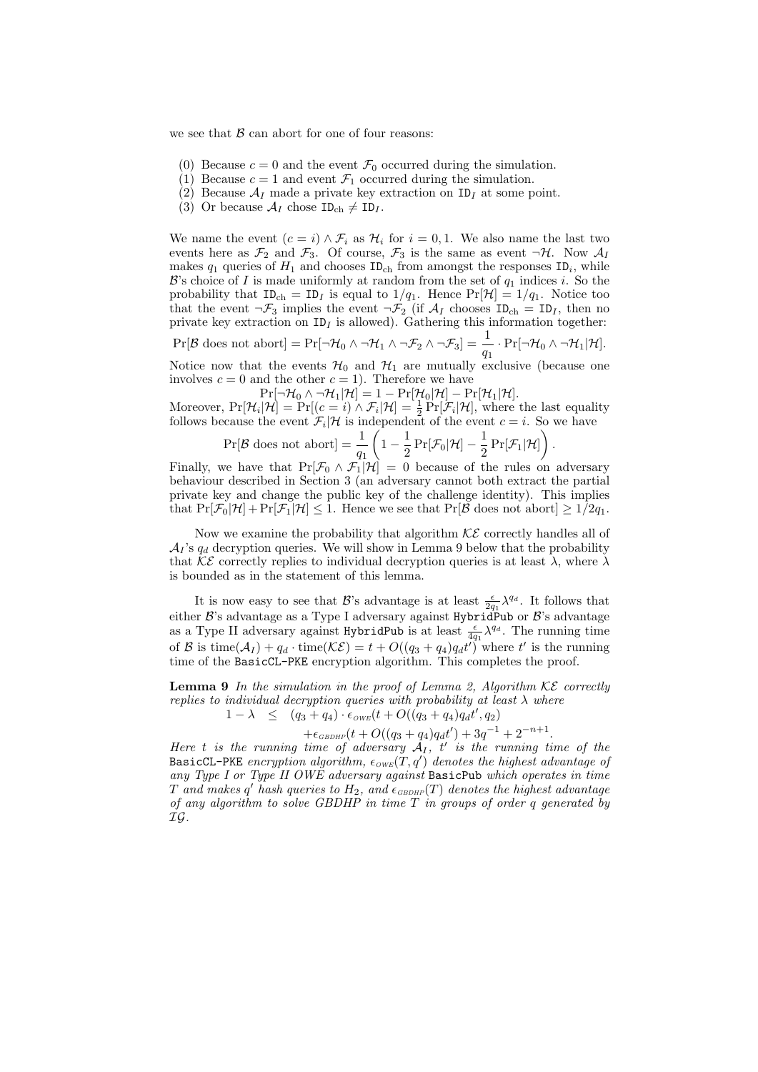we see that $\mathcal{B}$ can abort for one of four reasons:

(0) Because $c = 0$ and the event $\mathcal{F}_0$ occurred during the simulation.
(1) Because $c = 1$ and event $\mathcal{F}_1$ occurred during the simulation.
(2) Because $\mathcal{A}_I$ made a private key extraction on $\texttt{ID}_I$ at some point.
(3) Or because $\mathcal{A}_I$ chose $\texttt{ID}_{\text{ch}} \neq \texttt{ID}_I$.

We name the event $(c = i) \wedge \mathcal{F}_i$ as $\mathcal{H}_i$ for $i = 0, 1$. We also name the last two events here as $\mathcal{F}_2$ and $\mathcal{F}_3$. Of course, $\mathcal{F}_3$ is the same as event $\neg\mathcal{H}$. Now $\mathcal{A}_I$ makes $q_1$ queries of $H_1$ and chooses $\texttt{ID}_{\text{ch}}$ from amongst the responses $\texttt{ID}_i$, while $\mathcal{B}$'s choice of $I$ is made uniformly at random from the set of $q_1$ indices $i$. So the probability that $\texttt{ID}_{\text{ch}} = \texttt{ID}_I$ is equal to $1/q_1$. Hence $\Pr[\mathcal{H}] = 1/q_1$. Notice too that the event $\neg\mathcal{F}_3$ implies the event $\neg\mathcal{F}_2$ (if $\mathcal{A}_I$ chooses $\texttt{ID}_{\text{ch}} = \texttt{ID}_I$, then no private key extraction on $\texttt{ID}_I$ is allowed). Gathering this information together:

$$\Pr[\mathcal{B} \text{ does not abort}] = \Pr[\neg\mathcal{H}_0 \wedge \neg\mathcal{H}_1 \wedge \neg\mathcal{F}_2 \wedge \neg\mathcal{F}_3] = \frac{1}{q_1} \cdot \Pr[\neg\mathcal{H}_0 \wedge \neg\mathcal{H}_1 | \mathcal{H}].$$

Notice now that the events $\mathcal{H}_0$ and $\mathcal{H}_1$ are mutually exclusive (because one involves $c = 0$ and the other $c = 1$). Therefore we have

$$\Pr[\neg\mathcal{H}_0 \wedge \neg\mathcal{H}_1 | \mathcal{H}] = 1 - \Pr[\mathcal{H}_0 | \mathcal{H}] - \Pr[\mathcal{H}_1 | \mathcal{H}].$$

Moreover, $\Pr[\mathcal{H}_i | \mathcal{H}] = \Pr[(c = i) \wedge \mathcal{F}_i | \mathcal{H}] = \frac{1}{2}\Pr[\mathcal{F}_i | \mathcal{H}]$, where the last equality follows because the event $\mathcal{F}_i | \mathcal{H}$ is independent of the event $c = i$. So we have

$$\Pr[\mathcal{B} \text{ does not abort}] = \frac{1}{q_1}\left(1 - \frac{1}{2}\Pr[\mathcal{F}_0 | \mathcal{H}] - \frac{1}{2}\Pr[\mathcal{F}_1 | \mathcal{H}]\right).$$

Finally, we have that $\Pr[\mathcal{F}_0 \wedge \mathcal{F}_1 | \mathcal{H}] = 0$ because of the rules on adversary behaviour described in Section 3 (an adversary cannot both extract the partial private key and change the public key of the challenge identity). This implies that $\Pr[\mathcal{F}_0 | \mathcal{H}] + \Pr[\mathcal{F}_1 | \mathcal{H}] \leq 1$. Hence we see that $\Pr[\mathcal{B} \text{ does not abort}] \geq 1/2q_1$.

Now we examine the probability that algorithm $\mathcal{KE}$ correctly handles all of $\mathcal{A}_I$'s $q_d$ decryption queries. We will show in Lemma 9 below that the probability that $\mathcal{KE}$ correctly replies to individual decryption queries is at least $\lambda$, where $\lambda$ is bounded as in the statement of this lemma.

It is now easy to see that $\mathcal{B}$'s advantage is at least $\frac{\epsilon}{2q_1}\lambda^{q_d}$. It follows that either $\mathcal{B}$'s advantage as a Type I adversary against $\texttt{HybridPub}$ or $\mathcal{B}$'s advantage as a Type II adversary against $\texttt{HybridPub}$ is at least $\frac{\epsilon}{4q_1}\lambda^{q_d}$. The running time of $\mathcal{B}$ is $\text{time}(\mathcal{A}_I) + q_d \cdot \text{time}(\mathcal{KE}) = t + O((q_3 + q_4)q_d t')$ where $t'$ is the running time of the $\texttt{BasicCL-PKE}$ encryption algorithm. This completes the proof.

**Lemma 9** *In the simulation in the proof of Lemma 2, Algorithm $\mathcal{KE}$ correctly replies to individual decryption queries with probability at least $\lambda$ where*

$$1 - \lambda \;\; \leq \;\; (q_3 + q_4) \cdot \epsilon_{\scriptscriptstyle OWE}(t + O((q_3 + q_4)q_d t', q_2)$$
$$+\epsilon_{\scriptscriptstyle GBDHP}(t + O((q_3 + q_4)q_d t') + 3q^{-1} + 2^{-n+1}.$$

*Here $t$ is the running time of adversary $\mathcal{A}_I$, $t'$ is the running time of the* $\texttt{BasicCL-PKE}$ *encryption algorithm, $\epsilon_{\scriptscriptstyle OWE}(T, q')$ denotes the highest advantage of any Type I or Type II OWE adversary against* $\texttt{BasicPub}$ *which operates in time $T$ and makes $q'$ hash queries to $H_2$, and $\epsilon_{\scriptscriptstyle GBDHP}(T)$ denotes the highest advantage of any algorithm to solve GBDHP in time $T$ in groups of order $q$ generated by $\mathcal{IG}$.*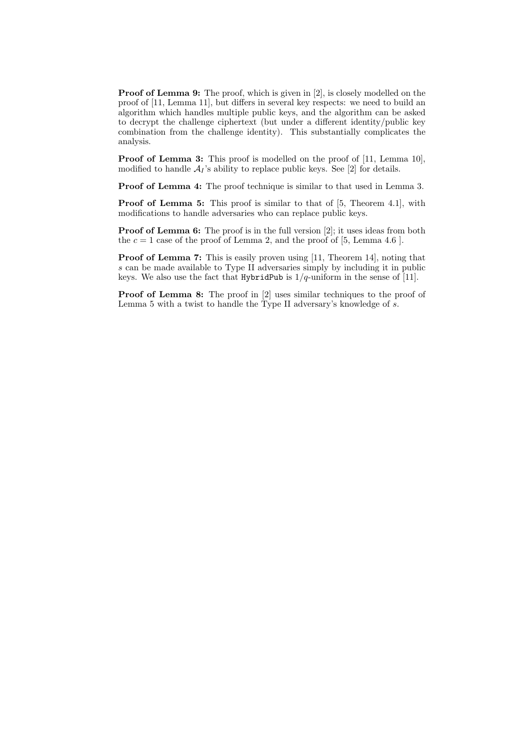**Proof of Lemma 9:** The proof, which is given in [2], is closely modelled on the proof of [11, Lemma 11], but differs in several key respects: we need to build an algorithm which handles multiple public keys, and the algorithm can be asked to decrypt the challenge ciphertext (but under a different identity/public key combination from the challenge identity). This substantially complicates the analysis.

**Proof of Lemma 3:** This proof is modelled on the proof of [11, Lemma 10], modified to handle $\mathcal{A}_I$'s ability to replace public keys. See [2] for details.

**Proof of Lemma 4:** The proof technique is similar to that used in Lemma 3.

**Proof of Lemma 5:** This proof is similar to that of [5, Theorem 4.1], with modifications to handle adversaries who can replace public keys.

**Proof of Lemma 6:** The proof is in the full version [2]; it uses ideas from both the $c = 1$ case of the proof of Lemma 2, and the proof of [5, Lemma 4.6 ].

**Proof of Lemma 7:** This is easily proven using [11, Theorem 14], noting that $s$ can be made available to Type II adversaries simply by including it in public keys. We also use the fact that `HybridPub` is $1/q$-uniform in the sense of [11].

**Proof of Lemma 8:** The proof in [2] uses similar techniques to the proof of Lemma 5 with a twist to handle the Type II adversary's knowledge of $s$.